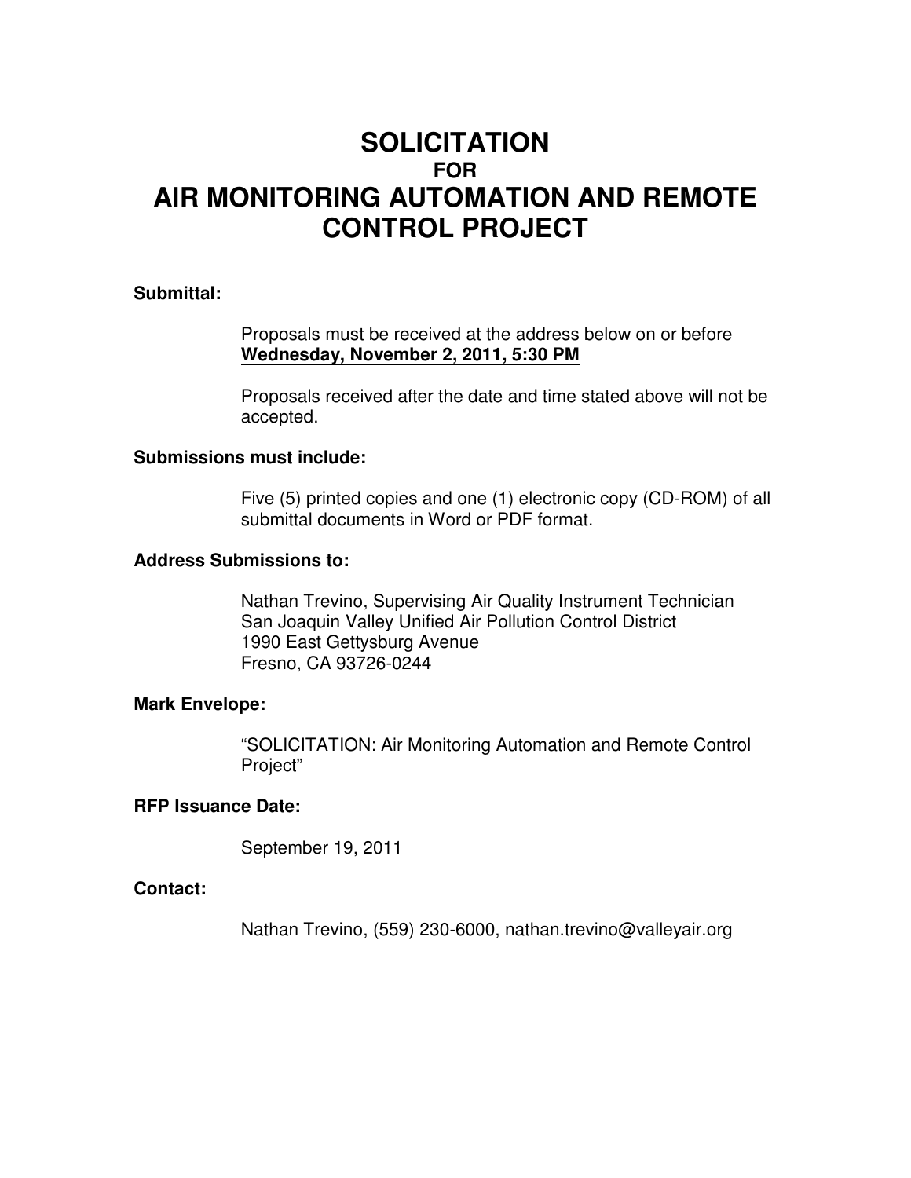# SOLICITATION

### FOR

# AIR MONITORING AUTOMATION AND REMOTE CONTROL PROJECT

**Submittal:**

Proposals must be received at the address below on or before **<u>Wednesday, November 2, 2011, 5:30 PM</u>**

Proposals received after the date and time stated above will not be accepted.

**Submissions must include:**

Five (5) printed copies and one (1) electronic copy (CD-ROM) of all submittal documents in Word or PDF format.

**Address Submissions to:**

Nathan Trevino, Supervising Air Quality Instrument Technician
San Joaquin Valley Unified Air Pollution Control District
1990 East Gettysburg Avenue
Fresno, CA 93726-0244

**Mark Envelope:**

"SOLICITATION: Air Monitoring Automation and Remote Control Project"

**RFP Issuance Date:**

September 19, 2011

**Contact:**

Nathan Trevino, (559) 230-6000, nathan.trevino@valleyair.org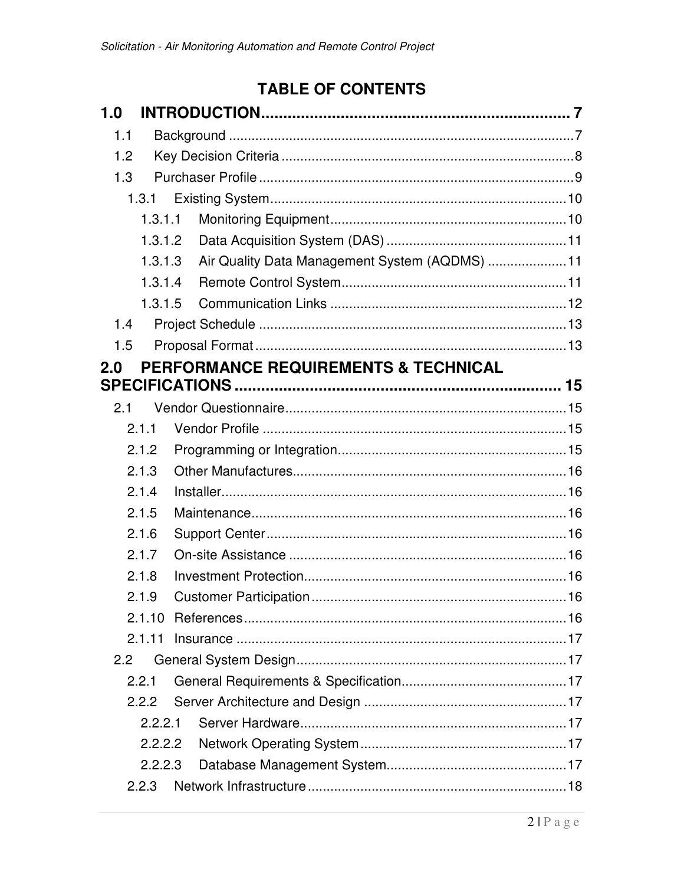# TABLE OF CONTENTS

**1.0 INTRODUCTION ........................................................................ 7**

- 1.1 Background ........................................................................ 7
- 1.2 Key Decision Criteria ........................................................................ 8
- 1.3 Purchaser Profile ........................................................................ 9
  - 1.3.1 Existing System ........................................................................ 10
    - 1.3.1.1 Monitoring Equipment ........................................................................ 10
    - 1.3.1.2 Data Acquisition System (DAS) ........................................................................ 11
    - 1.3.1.3 Air Quality Data Management System (AQDMS) ........................................................................ 11
    - 1.3.1.4 Remote Control System ........................................................................ 11
    - 1.3.1.5 Communication Links ........................................................................ 12
- 1.4 Project Schedule ........................................................................ 13
- 1.5 Proposal Format ........................................................................ 13

**2.0 PERFORMANCE REQUIREMENTS & TECHNICAL SPECIFICATIONS ........................................................................ 15**

- 2.1 Vendor Questionnaire ........................................................................ 15
  - 2.1.1 Vendor Profile ........................................................................ 15
  - 2.1.2 Programming or Integration ........................................................................ 15
  - 2.1.3 Other Manufactures ........................................................................ 16
  - 2.1.4 Installer ........................................................................ 16
  - 2.1.5 Maintenance ........................................................................ 16
  - 2.1.6 Support Center ........................................................................ 16
  - 2.1.7 On-site Assistance ........................................................................ 16
  - 2.1.8 Investment Protection ........................................................................ 16
  - 2.1.9 Customer Participation ........................................................................ 16
  - 2.1.10 References ........................................................................ 16
  - 2.1.11 Insurance ........................................................................ 17
- 2.2 General System Design ........................................................................ 17
  - 2.2.1 General Requirements & Specification ........................................................................ 17
  - 2.2.2 Server Architecture and Design ........................................................................ 17
    - 2.2.2.1 Server Hardware ........................................................................ 17
    - 2.2.2.2 Network Operating System ........................................................................ 17
    - 2.2.2.3 Database Management System ........................................................................ 17
  - 2.2.3 Network Infrastructure ........................................................................ 18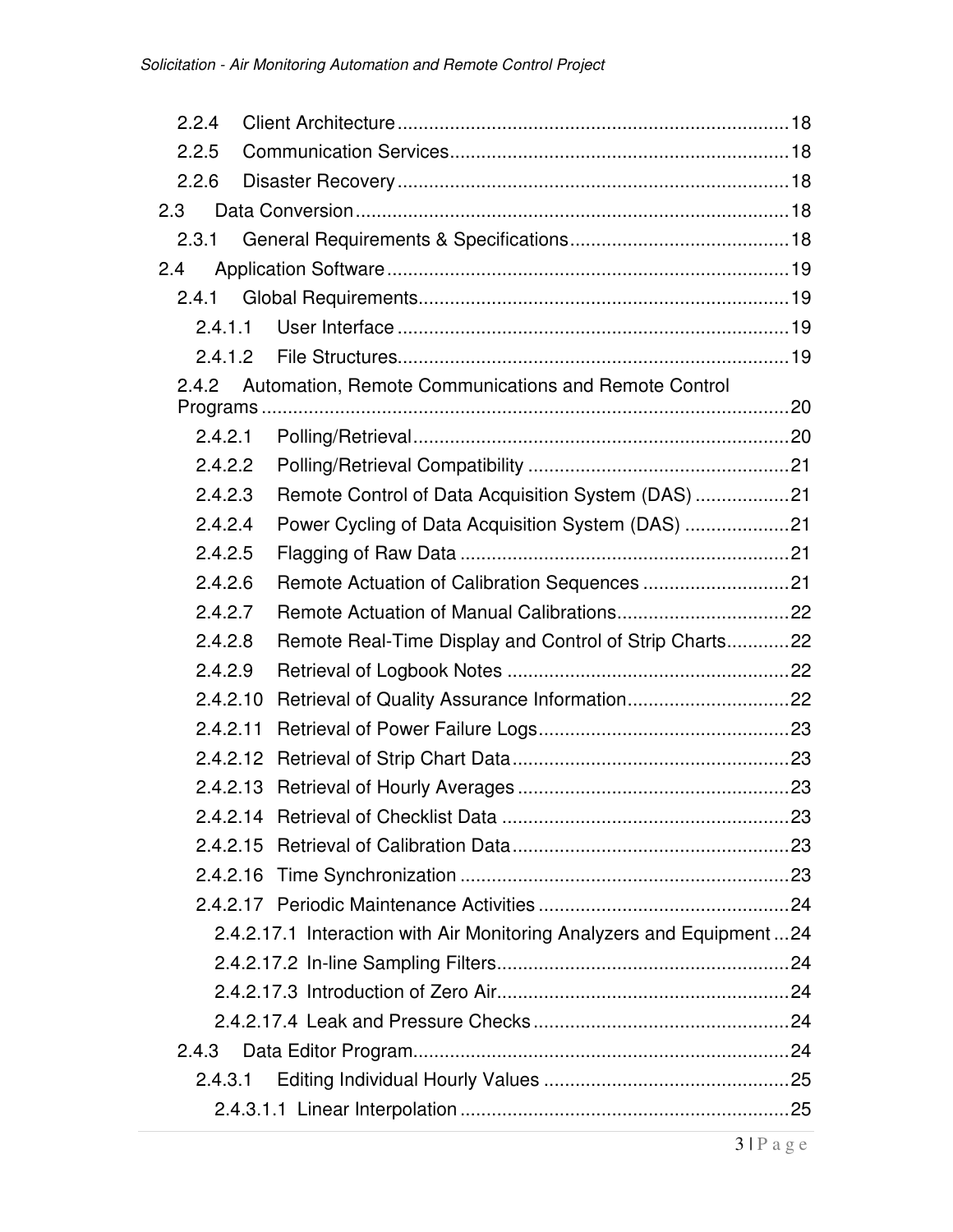- 2.2.4 Client Architecture .......... 18
- 2.2.5 Communication Services .......... 18
- 2.2.6 Disaster Recovery .......... 18
- 2.3 Data Conversion .......... 18
  - 2.3.1 General Requirements & Specifications .......... 18
- 2.4 Application Software .......... 19
  - 2.4.1 Global Requirements .......... 19
    - 2.4.1.1 User Interface .......... 19
    - 2.4.1.2 File Structures .......... 19
  - 2.4.2 Automation, Remote Communications and Remote Control Programs .......... 20
    - 2.4.2.1 Polling/Retrieval .......... 20
    - 2.4.2.2 Polling/Retrieval Compatibility .......... 21
    - 2.4.2.3 Remote Control of Data Acquisition System (DAS) .......... 21
    - 2.4.2.4 Power Cycling of Data Acquisition System (DAS) .......... 21
    - 2.4.2.5 Flagging of Raw Data .......... 21
    - 2.4.2.6 Remote Actuation of Calibration Sequences .......... 21
    - 2.4.2.7 Remote Actuation of Manual Calibrations .......... 22
    - 2.4.2.8 Remote Real-Time Display and Control of Strip Charts .......... 22
    - 2.4.2.9 Retrieval of Logbook Notes .......... 22
    - 2.4.2.10 Retrieval of Quality Assurance Information .......... 22
    - 2.4.2.11 Retrieval of Power Failure Logs .......... 23
    - 2.4.2.12 Retrieval of Strip Chart Data .......... 23
    - 2.4.2.13 Retrieval of Hourly Averages .......... 23
    - 2.4.2.14 Retrieval of Checklist Data .......... 23
    - 2.4.2.15 Retrieval of Calibration Data .......... 23
    - 2.4.2.16 Time Synchronization .......... 23
    - 2.4.2.17 Periodic Maintenance Activities .......... 24
      - 2.4.2.17.1 Interaction with Air Monitoring Analyzers and Equipment .......... 24
      - 2.4.2.17.2 In-line Sampling Filters .......... 24
      - 2.4.2.17.3 Introduction of Zero Air .......... 24
      - 2.4.2.17.4 Leak and Pressure Checks .......... 24
  - 2.4.3 Data Editor Program .......... 24
    - 2.4.3.1 Editing Individual Hourly Values .......... 25
      - 2.4.3.1.1 Linear Interpolation .......... 25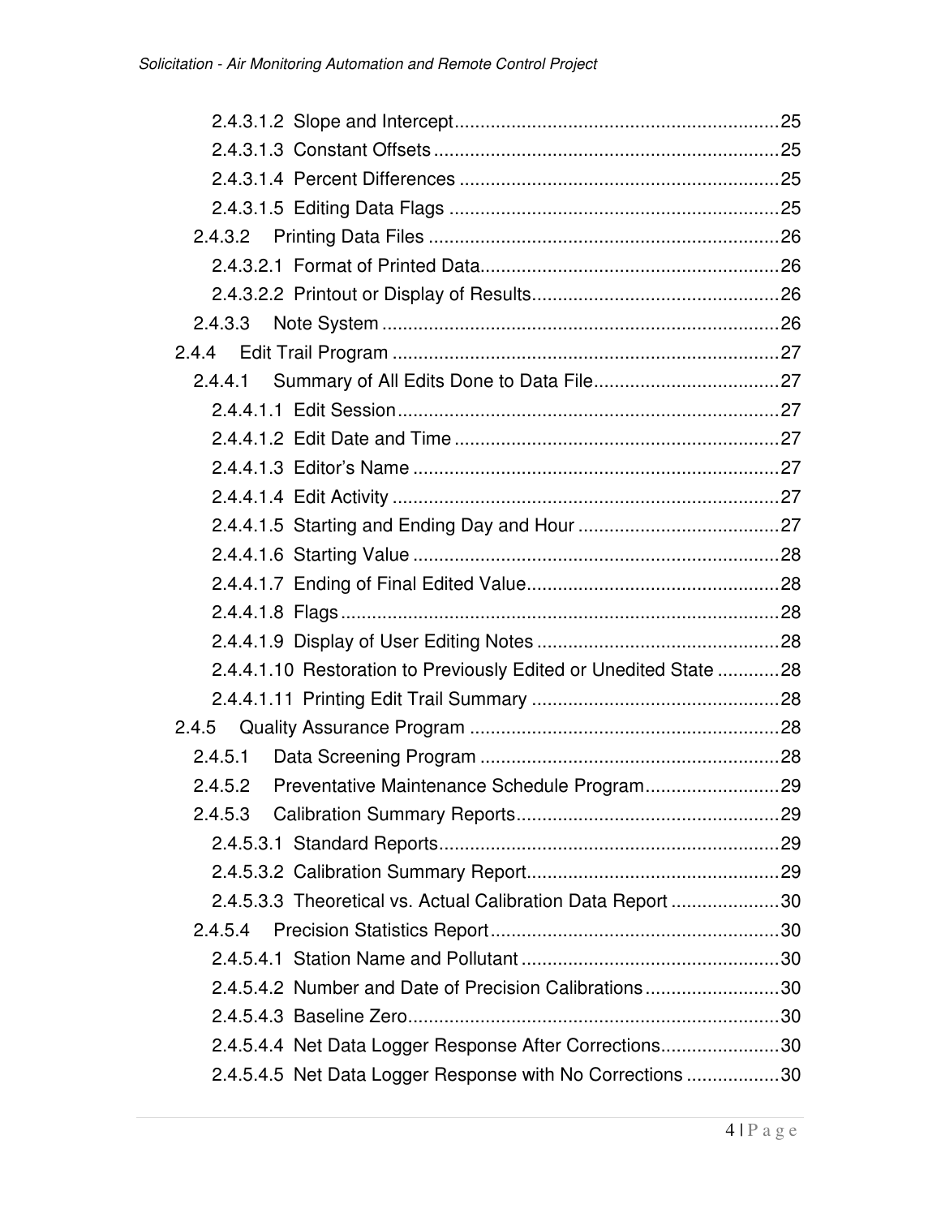2.4.3.1.2 Slope and Intercept ........................................................ 25
2.4.3.1.3 Constant Offsets ........................................................ 25
2.4.3.1.4 Percent Differences ........................................................ 25
2.4.3.1.5 Editing Data Flags ........................................................ 25
2.4.3.2 Printing Data Files ........................................................ 26
2.4.3.2.1 Format of Printed Data ........................................................ 26
2.4.3.2.2 Printout or Display of Results ........................................................ 26
2.4.3.3 Note System ........................................................ 26
2.4.4 Edit Trail Program ........................................................ 27
2.4.4.1 Summary of All Edits Done to Data File ........................................................ 27
2.4.4.1.1 Edit Session ........................................................ 27
2.4.4.1.2 Edit Date and Time ........................................................ 27
2.4.4.1.3 Editor's Name ........................................................ 27
2.4.4.1.4 Edit Activity ........................................................ 27
2.4.4.1.5 Starting and Ending Day and Hour ........................................................ 27
2.4.4.1.6 Starting Value ........................................................ 28
2.4.4.1.7 Ending of Final Edited Value ........................................................ 28
2.4.4.1.8 Flags ........................................................ 28
2.4.4.1.9 Display of User Editing Notes ........................................................ 28
2.4.4.1.10 Restoration to Previously Edited or Unedited State ........................................................ 28
2.4.4.1.11 Printing Edit Trail Summary ........................................................ 28
2.4.5 Quality Assurance Program ........................................................ 28
2.4.5.1 Data Screening Program ........................................................ 28
2.4.5.2 Preventative Maintenance Schedule Program ........................................................ 29
2.4.5.3 Calibration Summary Reports ........................................................ 29
2.4.5.3.1 Standard Reports ........................................................ 29
2.4.5.3.2 Calibration Summary Report ........................................................ 29
2.4.5.3.3 Theoretical vs. Actual Calibration Data Report ........................................................ 30
2.4.5.4 Precision Statistics Report ........................................................ 30
2.4.5.4.1 Station Name and Pollutant ........................................................ 30
2.4.5.4.2 Number and Date of Precision Calibrations ........................................................ 30
2.4.5.4.3 Baseline Zero ........................................................ 30
2.4.5.4.4 Net Data Logger Response After Corrections ........................................................ 30
2.4.5.4.5 Net Data Logger Response with No Corrections ........................................................ 30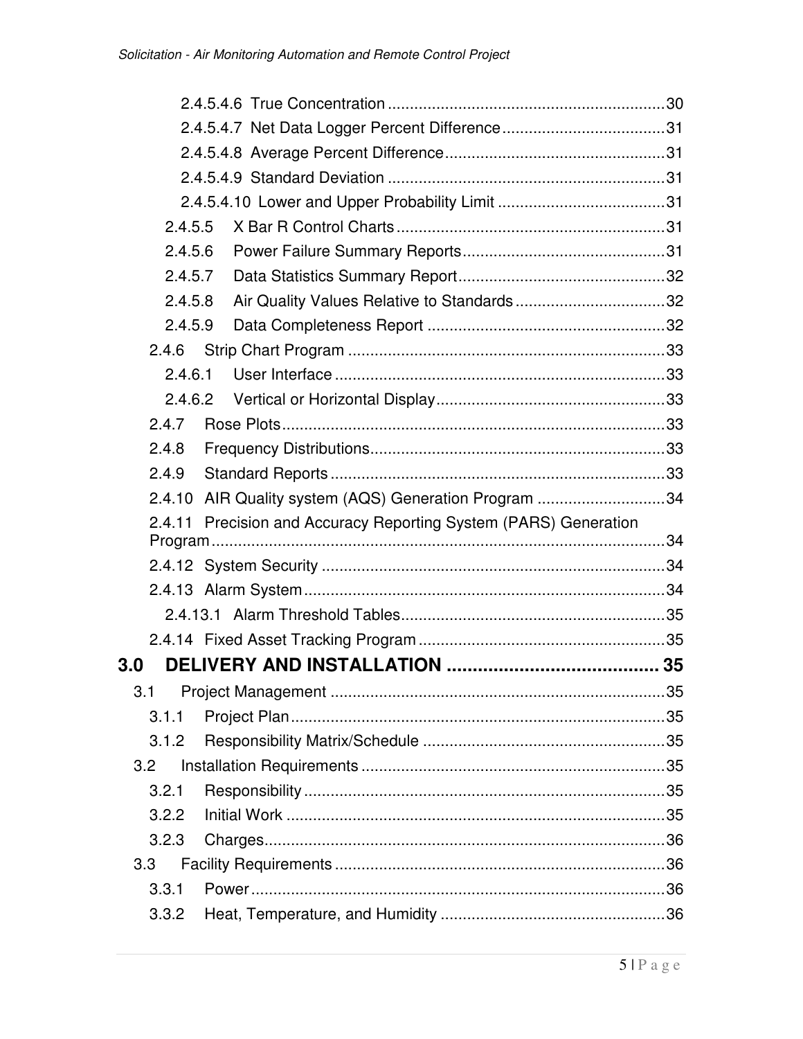2.4.5.4.6 True Concentration ............................................................... 30

2.4.5.4.7 Net Data Logger Percent Difference ..................................... 31

2.4.5.4.8 Average Percent Difference .................................................. 31

2.4.5.4.9 Standard Deviation ............................................................... 31

2.4.5.4.10 Lower and Upper Probability Limit ...................................... 31

2.4.5.5 X Bar R Control Charts ............................................................. 31

2.4.5.6 Power Failure Summary Reports .............................................. 31

2.4.5.7 Data Statistics Summary Report ............................................... 32

2.4.5.8 Air Quality Values Relative to Standards .................................. 32

2.4.5.9 Data Completeness Report ...................................................... 32

2.4.6 Strip Chart Program ........................................................................ 33

2.4.6.1 User Interface ........................................................................... 33

2.4.6.2 Vertical or Horizontal Display .................................................... 33

2.4.7 Rose Plots ....................................................................................... 33

2.4.8 Frequency Distributions ................................................................... 33

2.4.9 Standard Reports ............................................................................ 33

2.4.10 AIR Quality system (AQS) Generation Program ............................. 34

2.4.11 Precision and Accuracy Reporting System (PARS) Generation Program ........................................................................................................ 34

2.4.12 System Security .............................................................................. 34

2.4.13 Alarm System .................................................................................. 34

2.4.13.1 Alarm Threshold Tables ............................................................ 35

2.4.14 Fixed Asset Tracking Program ........................................................ 35

**3.0 DELIVERY AND INSTALLATION ........................................ 35**

3.1 Project Management ............................................................................ 35

3.1.1 Project Plan ..................................................................................... 35

3.1.2 Responsibility Matrix/Schedule ....................................................... 35

3.2 Installation Requirements .................................................................... 35

3.2.1 Responsibility .................................................................................. 35

3.2.2 Initial Work ...................................................................................... 35

3.2.3 Charges ........................................................................................... 36

3.3 Facility Requirements ........................................................................... 36

3.3.1 Power .............................................................................................. 36

3.3.2 Heat, Temperature, and Humidity ................................................... 36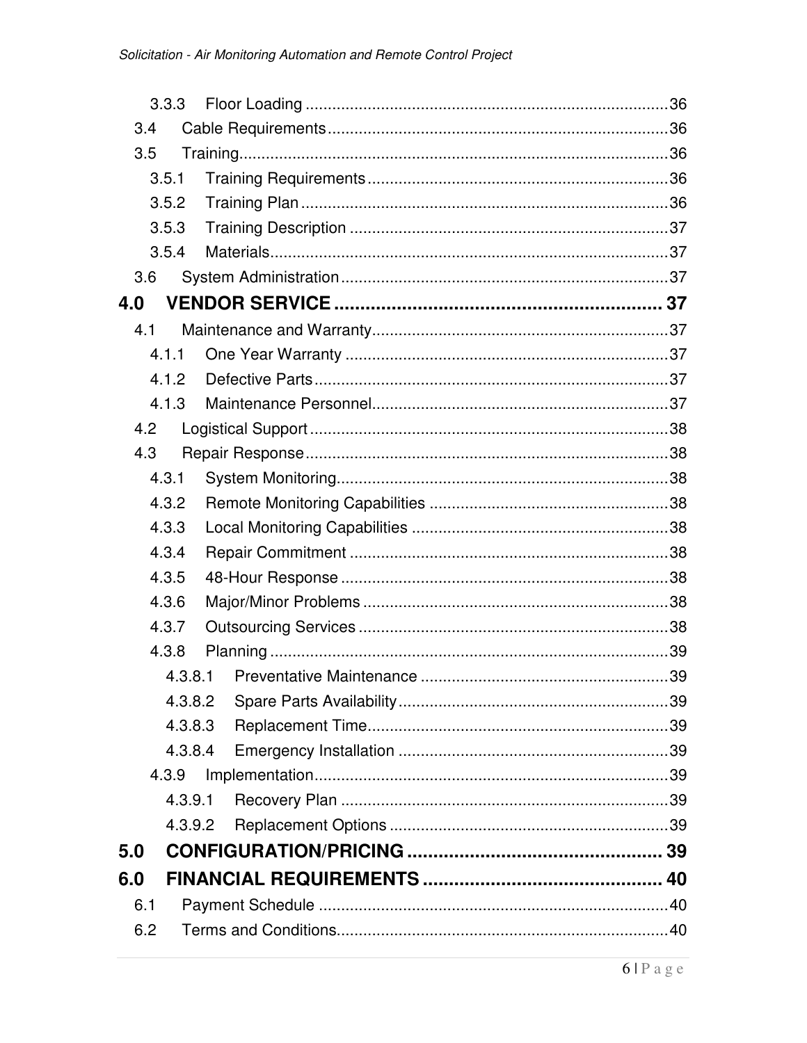3.3.3 Floor Loading .................................................................................36

3.4 Cable Requirements............................................................................36

3.5 Training................................................................................................36

3.5.1 Training Requirements...................................................................36

3.5.2 Training Plan..................................................................................36

3.5.3 Training Description .......................................................................37

3.5.4 Materials.........................................................................................37

3.6 System Administration.........................................................................37

**4.0 VENDOR SERVICE ............................................................ 37**

4.1 Maintenance and Warranty..................................................................37

4.1.1 One Year Warranty ........................................................................37

4.1.2 Defective Parts...............................................................................37

4.1.3 Maintenance Personnel..................................................................37

4.2 Logistical Support................................................................................38

4.3 Repair Response.................................................................................38

4.3.1 System Monitoring..........................................................................38

4.3.2 Remote Monitoring Capabilities .....................................................38

4.3.3 Local Monitoring Capabilities .........................................................38

4.3.4 Repair Commitment .......................................................................38

4.3.5 48-Hour Response .........................................................................38

4.3.6 Major/Minor Problems ....................................................................38

4.3.7 Outsourcing Services .....................................................................38

4.3.8 Planning .........................................................................................39

4.3.8.1 Preventative Maintenance .......................................................39

4.3.8.2 Spare Parts Availability............................................................39

4.3.8.3 Replacement Time...................................................................39

4.3.8.4 Emergency Installation ............................................................39

4.3.9 Implementation...............................................................................39

4.3.9.1 Recovery Plan .........................................................................39

4.3.9.2 Replacement Options ..............................................................39

**5.0 CONFIGURATION/PRICING ................................................ 39**

**6.0 FINANCIAL REQUIREMENTS ............................................. 40**

6.1 Payment Schedule ..............................................................................40

6.2 Terms and Conditions..........................................................................40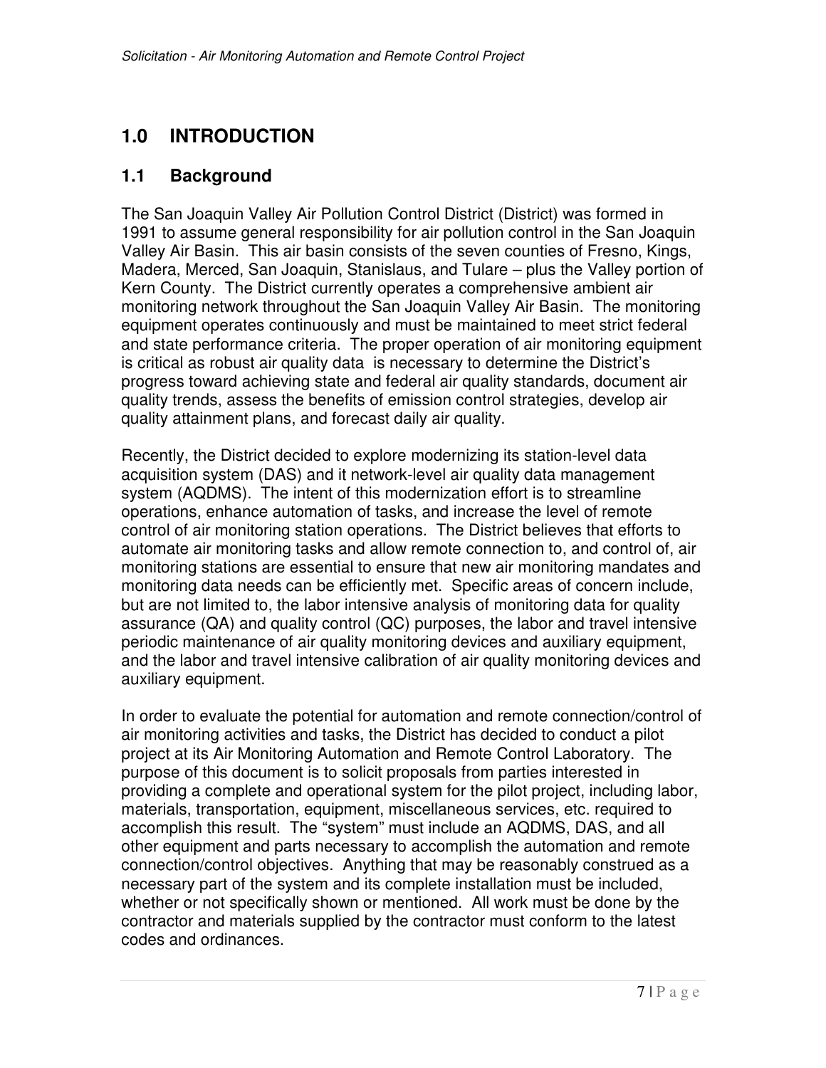# 1.0 INTRODUCTION

## 1.1 Background

The San Joaquin Valley Air Pollution Control District (District) was formed in 1991 to assume general responsibility for air pollution control in the San Joaquin Valley Air Basin. This air basin consists of the seven counties of Fresno, Kings, Madera, Merced, San Joaquin, Stanislaus, and Tulare – plus the Valley portion of Kern County. The District currently operates a comprehensive ambient air monitoring network throughout the San Joaquin Valley Air Basin. The monitoring equipment operates continuously and must be maintained to meet strict federal and state performance criteria. The proper operation of air monitoring equipment is critical as robust air quality data is necessary to determine the District's progress toward achieving state and federal air quality standards, document air quality trends, assess the benefits of emission control strategies, develop air quality attainment plans, and forecast daily air quality.

Recently, the District decided to explore modernizing its station-level data acquisition system (DAS) and it network-level air quality data management system (AQDMS). The intent of this modernization effort is to streamline operations, enhance automation of tasks, and increase the level of remote control of air monitoring station operations. The District believes that efforts to automate air monitoring tasks and allow remote connection to, and control of, air monitoring stations are essential to ensure that new air monitoring mandates and monitoring data needs can be efficiently met. Specific areas of concern include, but are not limited to, the labor intensive analysis of monitoring data for quality assurance (QA) and quality control (QC) purposes, the labor and travel intensive periodic maintenance of air quality monitoring devices and auxiliary equipment, and the labor and travel intensive calibration of air quality monitoring devices and auxiliary equipment.

In order to evaluate the potential for automation and remote connection/control of air monitoring activities and tasks, the District has decided to conduct a pilot project at its Air Monitoring Automation and Remote Control Laboratory. The purpose of this document is to solicit proposals from parties interested in providing a complete and operational system for the pilot project, including labor, materials, transportation, equipment, miscellaneous services, etc. required to accomplish this result. The "system" must include an AQDMS, DAS, and all other equipment and parts necessary to accomplish the automation and remote connection/control objectives. Anything that may be reasonably construed as a necessary part of the system and its complete installation must be included, whether or not specifically shown or mentioned. All work must be done by the contractor and materials supplied by the contractor must conform to the latest codes and ordinances.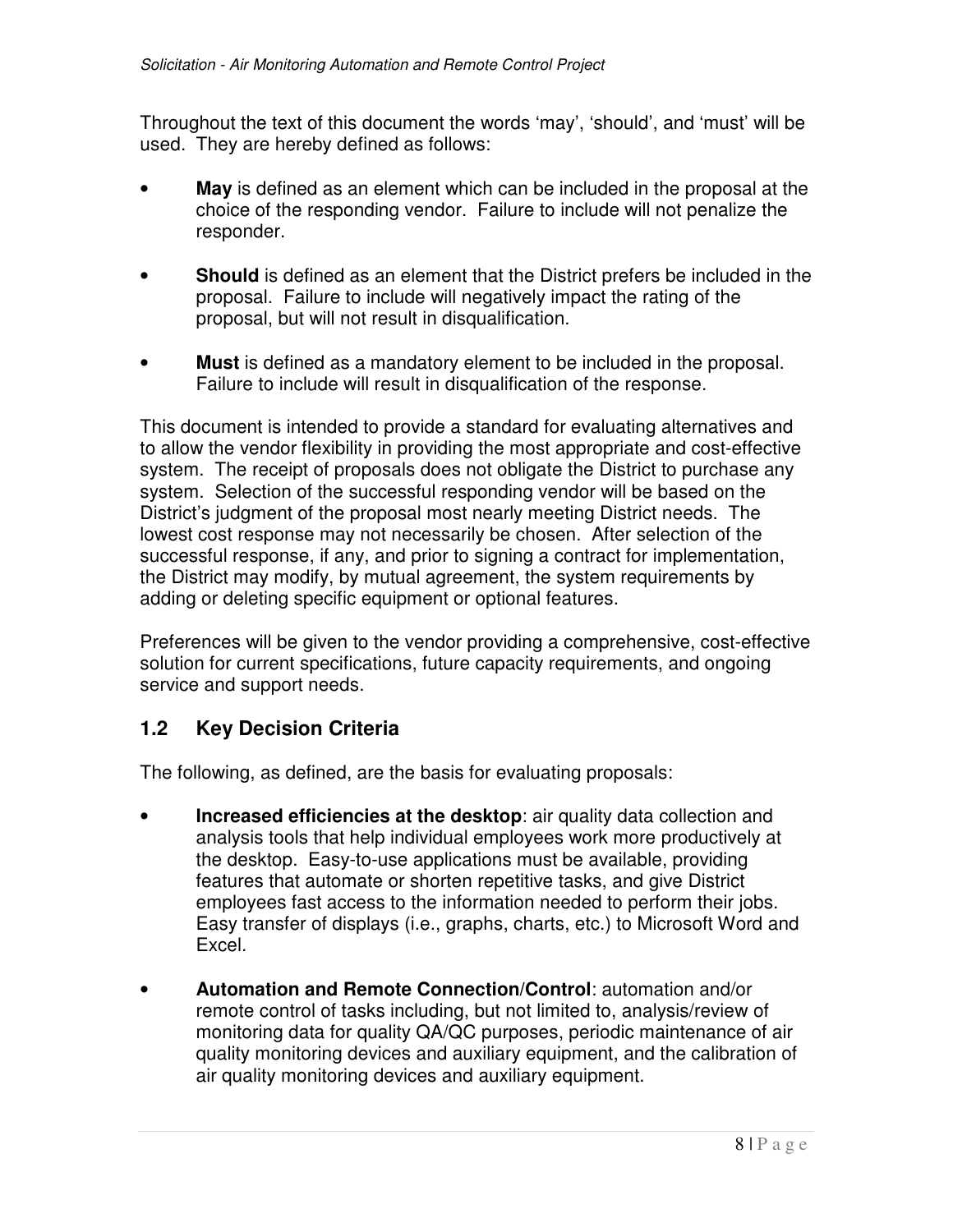Throughout the text of this document the words 'may', 'should', and 'must' will be used. They are hereby defined as follows:

- **May** is defined as an element which can be included in the proposal at the choice of the responding vendor. Failure to include will not penalize the responder.
- **Should** is defined as an element that the District prefers be included in the proposal. Failure to include will negatively impact the rating of the proposal, but will not result in disqualification.
- **Must** is defined as a mandatory element to be included in the proposal. Failure to include will result in disqualification of the response.

This document is intended to provide a standard for evaluating alternatives and to allow the vendor flexibility in providing the most appropriate and cost-effective system. The receipt of proposals does not obligate the District to purchase any system. Selection of the successful responding vendor will be based on the District's judgment of the proposal most nearly meeting District needs. The lowest cost response may not necessarily be chosen. After selection of the successful response, if any, and prior to signing a contract for implementation, the District may modify, by mutual agreement, the system requirements by adding or deleting specific equipment or optional features.

Preferences will be given to the vendor providing a comprehensive, cost-effective solution for current specifications, future capacity requirements, and ongoing service and support needs.

## 1.2 Key Decision Criteria

The following, as defined, are the basis for evaluating proposals:

- **Increased efficiencies at the desktop**: air quality data collection and analysis tools that help individual employees work more productively at the desktop. Easy-to-use applications must be available, providing features that automate or shorten repetitive tasks, and give District employees fast access to the information needed to perform their jobs. Easy transfer of displays (i.e., graphs, charts, etc.) to Microsoft Word and Excel.
- **Automation and Remote Connection/Control**: automation and/or remote control of tasks including, but not limited to, analysis/review of monitoring data for quality QA/QC purposes, periodic maintenance of air quality monitoring devices and auxiliary equipment, and the calibration of air quality monitoring devices and auxiliary equipment.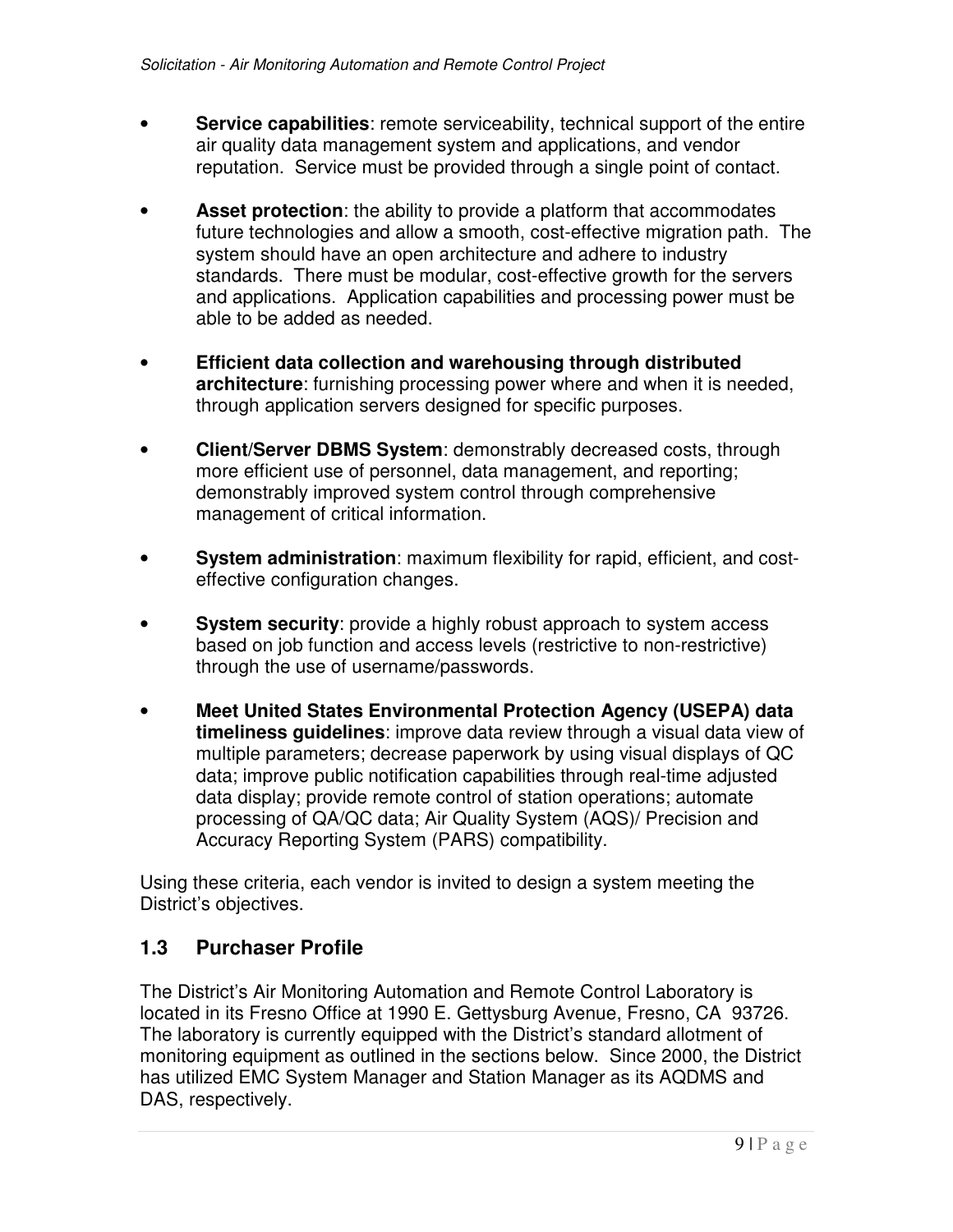- **Service capabilities**: remote serviceability, technical support of the entire air quality data management system and applications, and vendor reputation. Service must be provided through a single point of contact.

- **Asset protection**: the ability to provide a platform that accommodates future technologies and allow a smooth, cost-effective migration path. The system should have an open architecture and adhere to industry standards. There must be modular, cost-effective growth for the servers and applications. Application capabilities and processing power must be able to be added as needed.

- **Efficient data collection and warehousing through distributed architecture**: furnishing processing power where and when it is needed, through application servers designed for specific purposes.

- **Client/Server DBMS System**: demonstrably decreased costs, through more efficient use of personnel, data management, and reporting; demonstrably improved system control through comprehensive management of critical information.

- **System administration**: maximum flexibility for rapid, efficient, and cost-effective configuration changes.

- **System security**: provide a highly robust approach to system access based on job function and access levels (restrictive to non-restrictive) through the use of username/passwords.

- **Meet United States Environmental Protection Agency (USEPA) data timeliness guidelines**: improve data review through a visual data view of multiple parameters; decrease paperwork by using visual displays of QC data; improve public notification capabilities through real-time adjusted data display; provide remote control of station operations; automate processing of QA/QC data; Air Quality System (AQS)/ Precision and Accuracy Reporting System (PARS) compatibility.

Using these criteria, each vendor is invited to design a system meeting the District's objectives.

## 1.3 Purchaser Profile

The District's Air Monitoring Automation and Remote Control Laboratory is located in its Fresno Office at 1990 E. Gettysburg Avenue, Fresno, CA 93726. The laboratory is currently equipped with the District's standard allotment of monitoring equipment as outlined in the sections below. Since 2000, the District has utilized EMC System Manager and Station Manager as its AQDMS and DAS, respectively.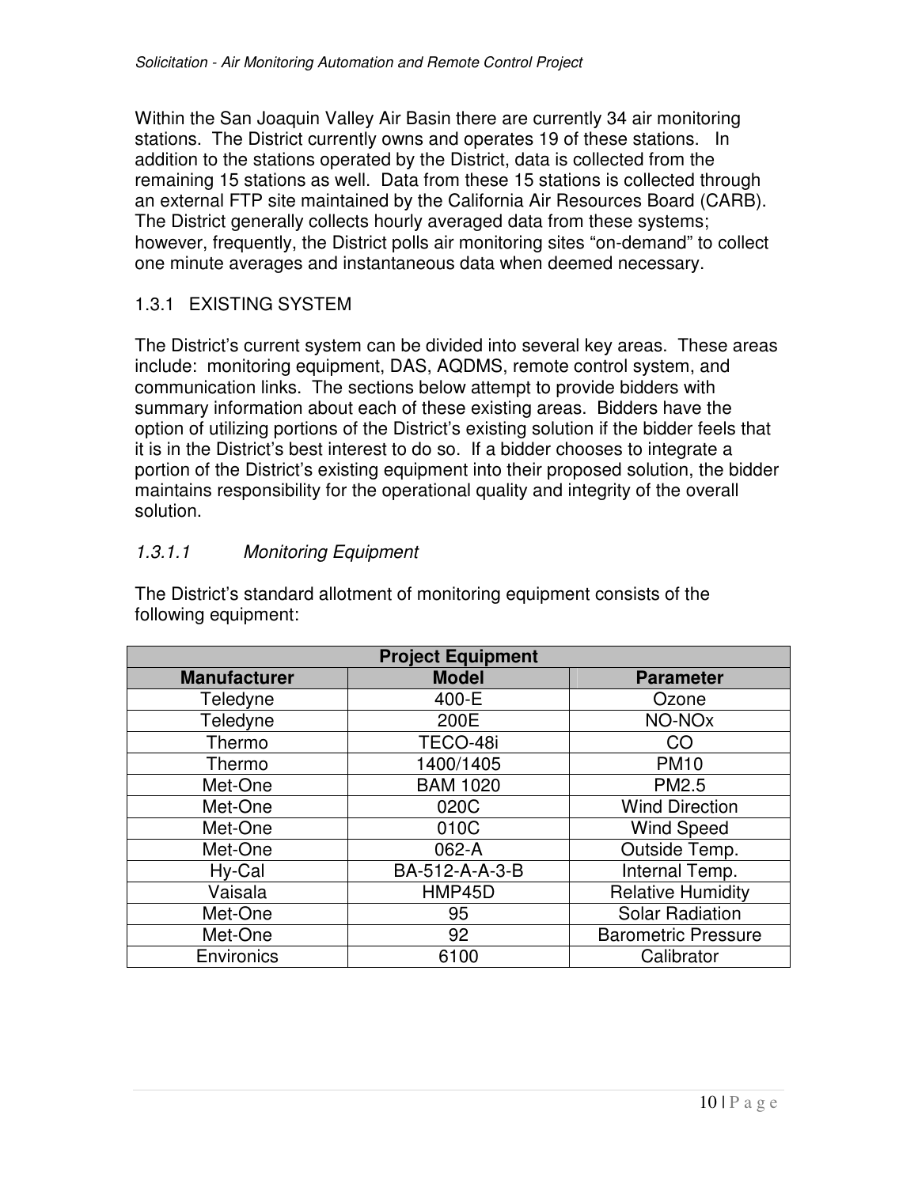Within the San Joaquin Valley Air Basin there are currently 34 air monitoring stations. The District currently owns and operates 19 of these stations. In addition to the stations operated by the District, data is collected from the remaining 15 stations as well. Data from these 15 stations is collected through an external FTP site maintained by the California Air Resources Board (CARB). The District generally collects hourly averaged data from these systems; however, frequently, the District polls air monitoring sites "on-demand" to collect one minute averages and instantaneous data when deemed necessary.

### 1.3.1 EXISTING SYSTEM

The District's current system can be divided into several key areas. These areas include: monitoring equipment, DAS, AQDMS, remote control system, and communication links. The sections below attempt to provide bidders with summary information about each of these existing areas. Bidders have the option of utilizing portions of the District's existing solution if the bidder feels that it is in the District's best interest to do so. If a bidder chooses to integrate a portion of the District's existing equipment into their proposed solution, the bidder maintains responsibility for the operational quality and integrity of the overall solution.

#### *1.3.1.1 Monitoring Equipment*

The District's standard allotment of monitoring equipment consists of the following equipment:

| Project Equipment | | |
|---|---|---|
| **Manufacturer** | **Model** | **Parameter** |
| Teledyne | 400-E | Ozone |
| Teledyne | 200E | NO-NOx |
| Thermo | TECO-48i | CO |
| Thermo | 1400/1405 | PM10 |
| Met-One | BAM 1020 | PM2.5 |
| Met-One | 020C | Wind Direction |
| Met-One | 010C | Wind Speed |
| Met-One | 062-A | Outside Temp. |
| Hy-Cal | BA-512-A-A-3-B | Internal Temp. |
| Vaisala | HMP45D | Relative Humidity |
| Met-One | 95 | Solar Radiation |
| Met-One | 92 | Barometric Pressure |
| Environics | 6100 | Calibrator |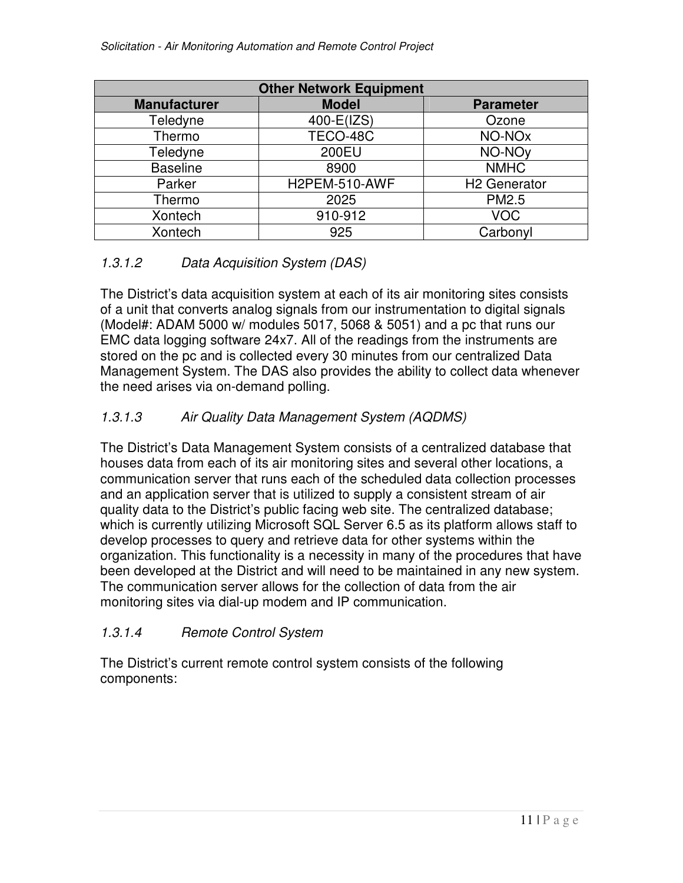| Other Network Equipment | | |
|---|---|---|
| **Manufacturer** | **Model** | **Parameter** |
| Teledyne | 400-E(IZS) | Ozone |
| Thermo | TECO-48C | NO-NOx |
| Teledyne | 200EU | NO-NOy |
| Baseline | 8900 | NMHC |
| Parker | H2PEM-510-AWF | H2 Generator |
| Thermo | 2025 | PM2.5 |
| Xontech | 910-912 | VOC |
| Xontech | 925 | Carbonyl |

#### *1.3.1.2 Data Acquisition System (DAS)*

The District's data acquisition system at each of its air monitoring sites consists of a unit that converts analog signals from our instrumentation to digital signals (Model#: ADAM 5000 w/ modules 5017, 5068 & 5051) and a pc that runs our EMC data logging software 24x7. All of the readings from the instruments are stored on the pc and is collected every 30 minutes from our centralized Data Management System. The DAS also provides the ability to collect data whenever the need arises via on-demand polling.

#### *1.3.1.3 Air Quality Data Management System (AQDMS)*

The District's Data Management System consists of a centralized database that houses data from each of its air monitoring sites and several other locations, a communication server that runs each of the scheduled data collection processes and an application server that is utilized to supply a consistent stream of air quality data to the District's public facing web site. The centralized database; which is currently utilizing Microsoft SQL Server 6.5 as its platform allows staff to develop processes to query and retrieve data for other systems within the organization. This functionality is a necessity in many of the procedures that have been developed at the District and will need to be maintained in any new system. The communication server allows for the collection of data from the air monitoring sites via dial-up modem and IP communication.

#### *1.3.1.4 Remote Control System*

The District's current remote control system consists of the following components: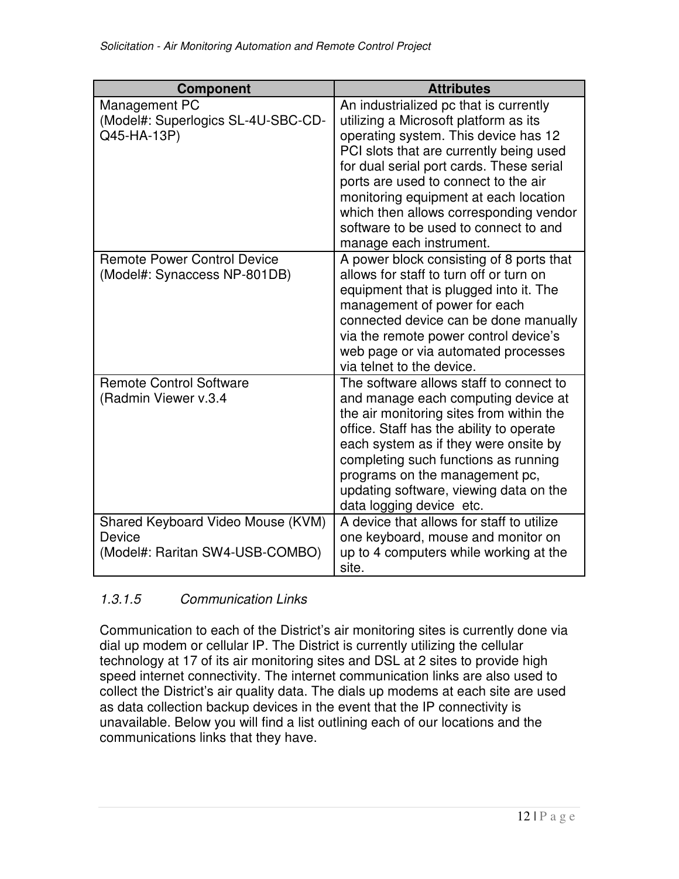| Component | Attributes |
| --- | --- |
| Management PC<br>(Model#: Superlogics SL-4U-SBC-CD-Q45-HA-13P) | An industrialized pc that is currently utilizing a Microsoft platform as its operating system. This device has 12 PCI slots that are currently being used for dual serial port cards. These serial ports are used to connect to the air monitoring equipment at each location which then allows corresponding vendor software to be used to connect to and manage each instrument. |
| Remote Power Control Device<br>(Model#: Synaccess NP-801DB) | A power block consisting of 8 ports that allows for staff to turn off or turn on equipment that is plugged into it. The management of power for each connected device can be done manually via the remote power control device's web page or via automated processes via telnet to the device. |
| Remote Control Software<br>(Radmin Viewer v.3.4 | The software allows staff to connect to and manage each computing device at the air monitoring sites from within the office. Staff has the ability to operate each system as if they were onsite by completing such functions as running programs on the management pc, updating software, viewing data on the data logging device etc. |
| Shared Keyboard Video Mouse (KVM) Device<br>(Model#: Raritan SW4-USB-COMBO) | A device that allows for staff to utilize one keyboard, mouse and monitor on up to 4 computers while working at the site. |

*1.3.1.5 Communication Links*

Communication to each of the District's air monitoring sites is currently done via dial up modem or cellular IP. The District is currently utilizing the cellular technology at 17 of its air monitoring sites and DSL at 2 sites to provide high speed internet connectivity. The internet communication links are also used to collect the District's air quality data. The dials up modems at each site are used as data collection backup devices in the event that the IP connectivity is unavailable. Below you will find a list outlining each of our locations and the communications links that they have.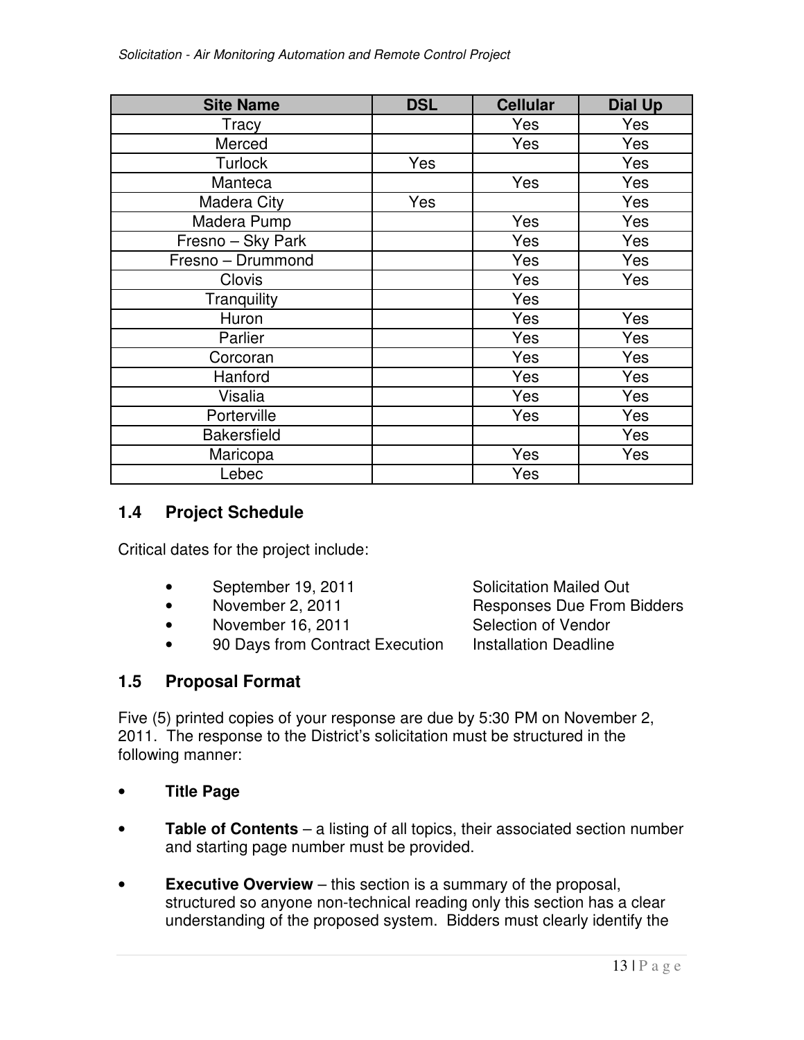| Site Name | DSL | Cellular | Dial Up |
|---|---|---|---|
| Tracy | | Yes | Yes |
| Merced | | Yes | Yes |
| Turlock | Yes | | Yes |
| Manteca | | Yes | Yes |
| Madera City | Yes | | Yes |
| Madera Pump | | Yes | Yes |
| Fresno – Sky Park | | Yes | Yes |
| Fresno – Drummond | | Yes | Yes |
| Clovis | | Yes | Yes |
| Tranquility | | Yes | |
| Huron | | Yes | Yes |
| Parlier | | Yes | Yes |
| Corcoran | | Yes | Yes |
| Hanford | | Yes | Yes |
| Visalia | | Yes | Yes |
| Porterville | | Yes | Yes |
| Bakersfield | | | Yes |
| Maricopa | | Yes | Yes |
| Lebec | | Yes | |

## 1.4 Project Schedule

Critical dates for the project include:

- September 19, 2011 — Solicitation Mailed Out
- November 2, 2011 — Responses Due From Bidders
- November 16, 2011 — Selection of Vendor
- 90 Days from Contract Execution — Installation Deadline

## 1.5 Proposal Format

Five (5) printed copies of your response are due by 5:30 PM on November 2, 2011. The response to the District's solicitation must be structured in the following manner:

- **Title Page**
- **Table of Contents** – a listing of all topics, their associated section number and starting page number must be provided.
- **Executive Overview** – this section is a summary of the proposal, structured so anyone non-technical reading only this section has a clear understanding of the proposed system. Bidders must clearly identify the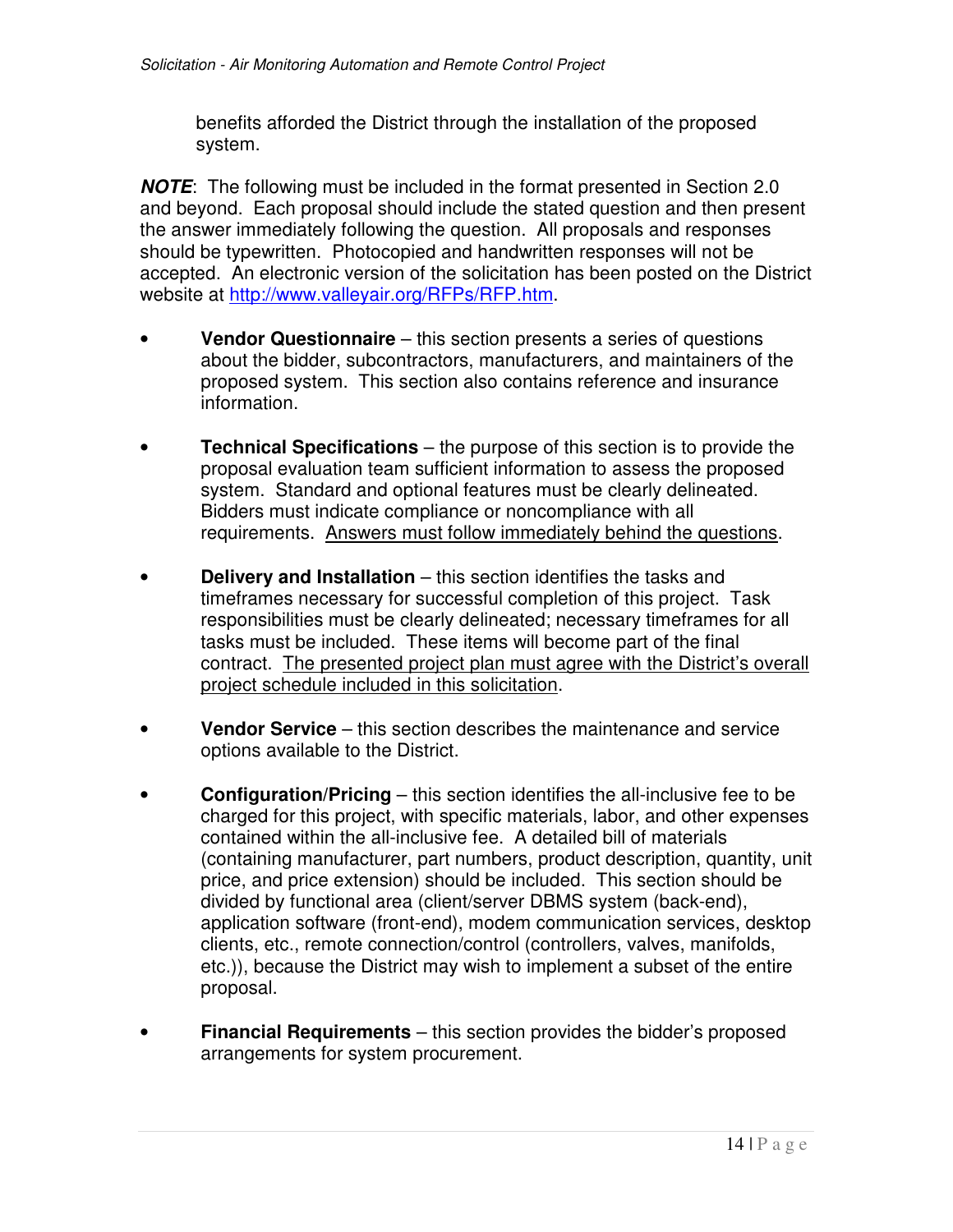benefits afforded the District through the installation of the proposed system.

***NOTE***: The following must be included in the format presented in Section 2.0 and beyond. Each proposal should include the stated question and then present the answer immediately following the question. All proposals and responses should be typewritten. Photocopied and handwritten responses will not be accepted. An electronic version of the solicitation has been posted on the District website at http://www.valleyair.org/RFPs/RFP.htm.

- **Vendor Questionnaire** – this section presents a series of questions about the bidder, subcontractors, manufacturers, and maintainers of the proposed system. This section also contains reference and insurance information.

- **Technical Specifications** – the purpose of this section is to provide the proposal evaluation team sufficient information to assess the proposed system. Standard and optional features must be clearly delineated. Bidders must indicate compliance or noncompliance with all requirements. <u>Answers must follow immediately behind the questions</u>.

- **Delivery and Installation** – this section identifies the tasks and timeframes necessary for successful completion of this project. Task responsibilities must be clearly delineated; necessary timeframes for all tasks must be included. These items will become part of the final contract. <u>The presented project plan must agree with the District's overall project schedule included in this solicitation</u>.

- **Vendor Service** – this section describes the maintenance and service options available to the District.

- **Configuration/Pricing** – this section identifies the all-inclusive fee to be charged for this project, with specific materials, labor, and other expenses contained within the all-inclusive fee. A detailed bill of materials (containing manufacturer, part numbers, product description, quantity, unit price, and price extension) should be included. This section should be divided by functional area (client/server DBMS system (back-end), application software (front-end), modem communication services, desktop clients, etc., remote connection/control (controllers, valves, manifolds, etc.)), because the District may wish to implement a subset of the entire proposal.

- **Financial Requirements** – this section provides the bidder's proposed arrangements for system procurement.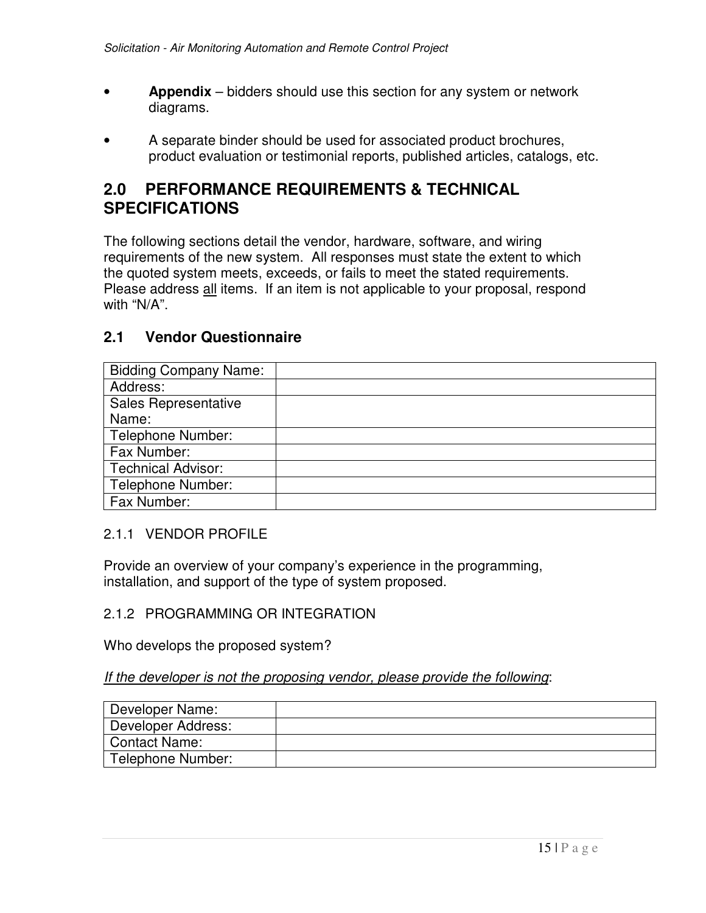- **Appendix** – bidders should use this section for any system or network diagrams.

- A separate binder should be used for associated product brochures, product evaluation or testimonial reports, published articles, catalogs, etc.

# 2.0 PERFORMANCE REQUIREMENTS & TECHNICAL SPECIFICATIONS

The following sections detail the vendor, hardware, software, and wiring requirements of the new system. All responses must state the extent to which the quoted system meets, exceeds, or fails to meet the stated requirements. Please address <u>all</u> items. If an item is not applicable to your proposal, respond with "N/A".

## 2.1 Vendor Questionnaire

| Bidding Company Name: | |
|---|---|
| Address: | |
| Sales Representative Name: | |
| Telephone Number: | |
| Fax Number: | |
| Technical Advisor: | |
| Telephone Number: | |
| Fax Number: | |

### 2.1.1 VENDOR PROFILE

Provide an overview of your company's experience in the programming, installation, and support of the type of system proposed.

### 2.1.2 PROGRAMMING OR INTEGRATION

Who develops the proposed system?

*<u>If the developer is not the proposing vendor, please provide the following</u>*:

| Developer Name: | |
|---|---|
| Developer Address: | |
| Contact Name: | |
| Telephone Number: | |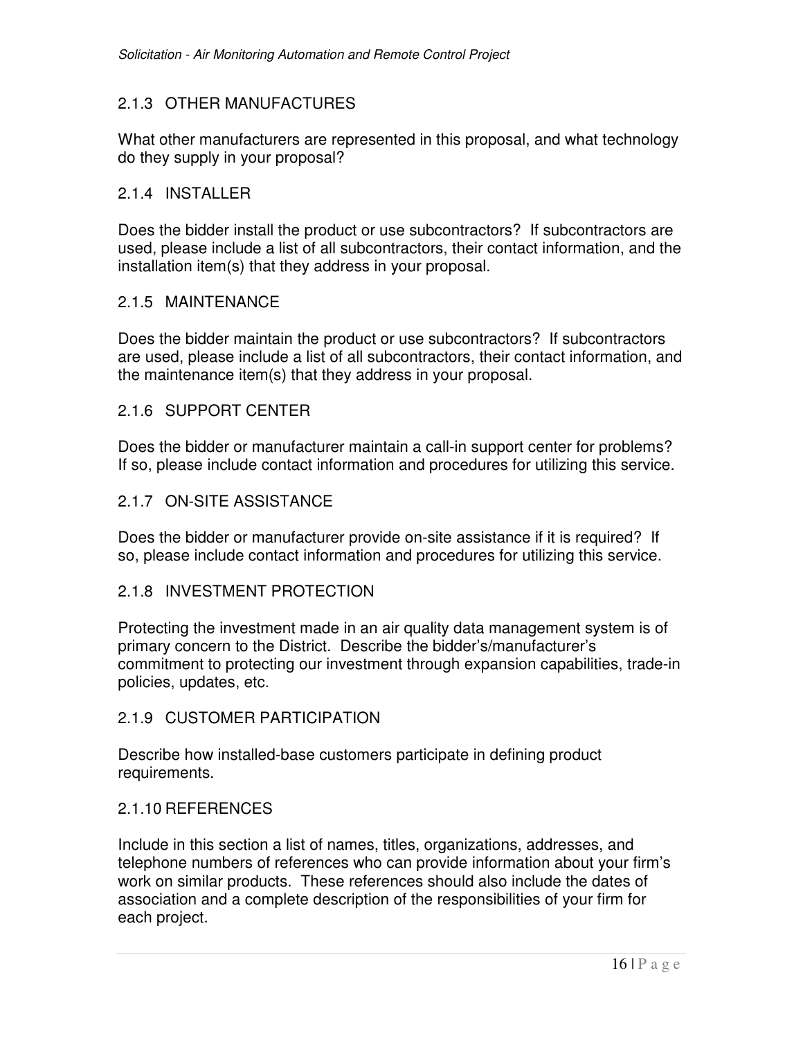### 2.1.3 OTHER MANUFACTURES

What other manufacturers are represented in this proposal, and what technology do they supply in your proposal?

### 2.1.4 INSTALLER

Does the bidder install the product or use subcontractors? If subcontractors are used, please include a list of all subcontractors, their contact information, and the installation item(s) that they address in your proposal.

### 2.1.5 MAINTENANCE

Does the bidder maintain the product or use subcontractors? If subcontractors are used, please include a list of all subcontractors, their contact information, and the maintenance item(s) that they address in your proposal.

### 2.1.6 SUPPORT CENTER

Does the bidder or manufacturer maintain a call-in support center for problems? If so, please include contact information and procedures for utilizing this service.

### 2.1.7 ON-SITE ASSISTANCE

Does the bidder or manufacturer provide on-site assistance if it is required? If so, please include contact information and procedures for utilizing this service.

### 2.1.8 INVESTMENT PROTECTION

Protecting the investment made in an air quality data management system is of primary concern to the District. Describe the bidder's/manufacturer's commitment to protecting our investment through expansion capabilities, trade-in policies, updates, etc.

### 2.1.9 CUSTOMER PARTICIPATION

Describe how installed-base customers participate in defining product requirements.

### 2.1.10 REFERENCES

Include in this section a list of names, titles, organizations, addresses, and telephone numbers of references who can provide information about your firm's work on similar products. These references should also include the dates of association and a complete description of the responsibilities of your firm for each project.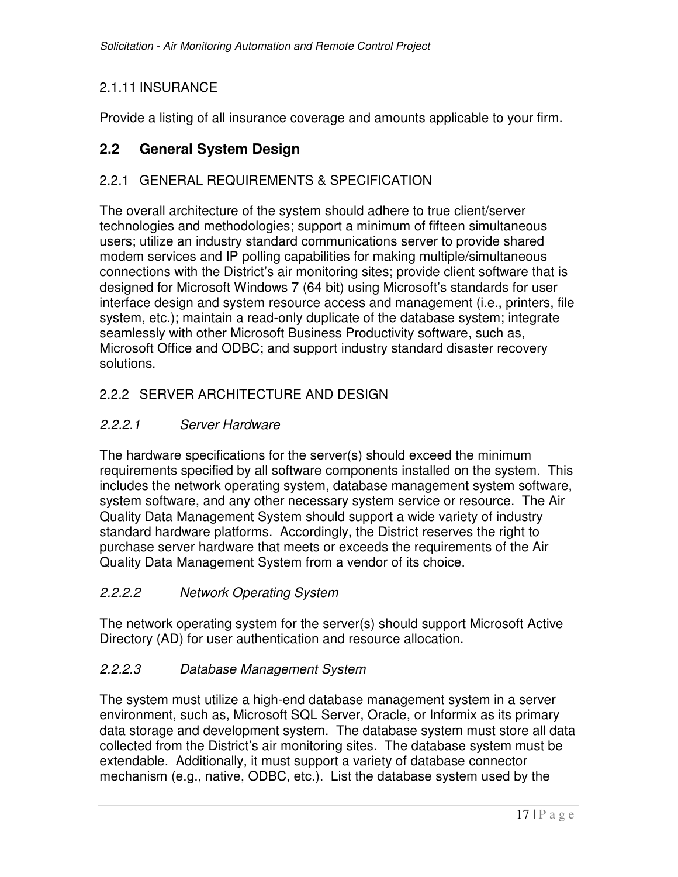### 2.1.11 INSURANCE

Provide a listing of all insurance coverage and amounts applicable to your firm.

## 2.2 General System Design

### 2.2.1 GENERAL REQUIREMENTS & SPECIFICATION

The overall architecture of the system should adhere to true client/server technologies and methodologies; support a minimum of fifteen simultaneous users; utilize an industry standard communications server to provide shared modem services and IP polling capabilities for making multiple/simultaneous connections with the District's air monitoring sites; provide client software that is designed for Microsoft Windows 7 (64 bit) using Microsoft's standards for user interface design and system resource access and management (i.e., printers, file system, etc.); maintain a read-only duplicate of the database system; integrate seamlessly with other Microsoft Business Productivity software, such as, Microsoft Office and ODBC; and support industry standard disaster recovery solutions.

### 2.2.2 SERVER ARCHITECTURE AND DESIGN

#### *2.2.2.1 Server Hardware*

The hardware specifications for the server(s) should exceed the minimum requirements specified by all software components installed on the system. This includes the network operating system, database management system software, system software, and any other necessary system service or resource. The Air Quality Data Management System should support a wide variety of industry standard hardware platforms. Accordingly, the District reserves the right to purchase server hardware that meets or exceeds the requirements of the Air Quality Data Management System from a vendor of its choice.

#### *2.2.2.2 Network Operating System*

The network operating system for the server(s) should support Microsoft Active Directory (AD) for user authentication and resource allocation.

#### *2.2.2.3 Database Management System*

The system must utilize a high-end database management system in a server environment, such as, Microsoft SQL Server, Oracle, or Informix as its primary data storage and development system. The database system must store all data collected from the District's air monitoring sites. The database system must be extendable. Additionally, it must support a variety of database connector mechanism (e.g., native, ODBC, etc.). List the database system used by the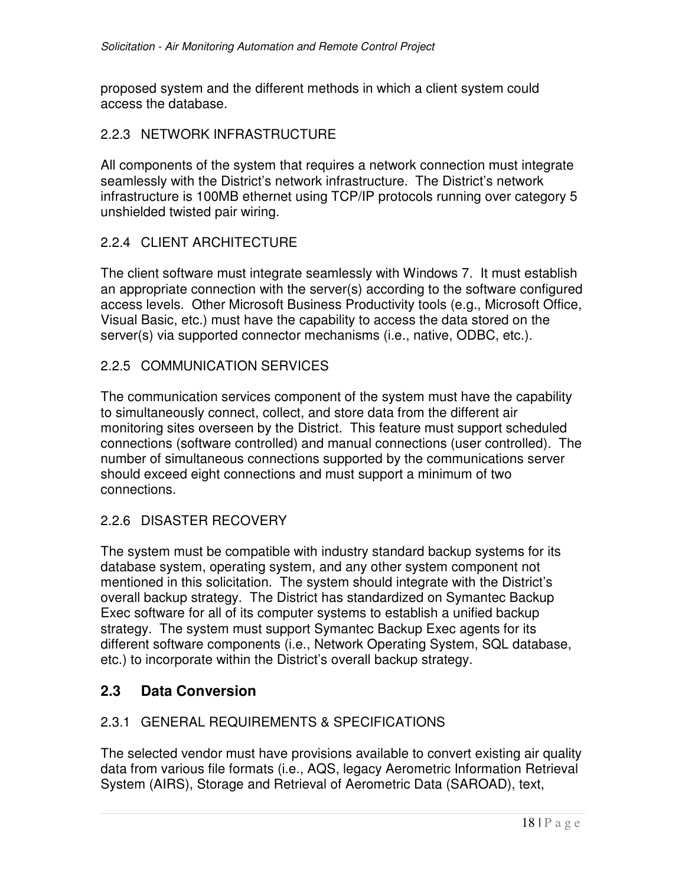proposed system and the different methods in which a client system could access the database.

### 2.2.3 NETWORK INFRASTRUCTURE

All components of the system that requires a network connection must integrate seamlessly with the District's network infrastructure. The District's network infrastructure is 100MB ethernet using TCP/IP protocols running over category 5 unshielded twisted pair wiring.

### 2.2.4 CLIENT ARCHITECTURE

The client software must integrate seamlessly with Windows 7. It must establish an appropriate connection with the server(s) according to the software configured access levels. Other Microsoft Business Productivity tools (e.g., Microsoft Office, Visual Basic, etc.) must have the capability to access the data stored on the server(s) via supported connector mechanisms (i.e., native, ODBC, etc.).

### 2.2.5 COMMUNICATION SERVICES

The communication services component of the system must have the capability to simultaneously connect, collect, and store data from the different air monitoring sites overseen by the District. This feature must support scheduled connections (software controlled) and manual connections (user controlled). The number of simultaneous connections supported by the communications server should exceed eight connections and must support a minimum of two connections.

### 2.2.6 DISASTER RECOVERY

The system must be compatible with industry standard backup systems for its database system, operating system, and any other system component not mentioned in this solicitation. The system should integrate with the District's overall backup strategy. The District has standardized on Symantec Backup Exec software for all of its computer systems to establish a unified backup strategy. The system must support Symantec Backup Exec agents for its different software components (i.e., Network Operating System, SQL database, etc.) to incorporate within the District's overall backup strategy.

## 2.3 Data Conversion

### 2.3.1 GENERAL REQUIREMENTS & SPECIFICATIONS

The selected vendor must have provisions available to convert existing air quality data from various file formats (i.e., AQS, legacy Aerometric Information Retrieval System (AIRS), Storage and Retrieval of Aerometric Data (SAROAD), text,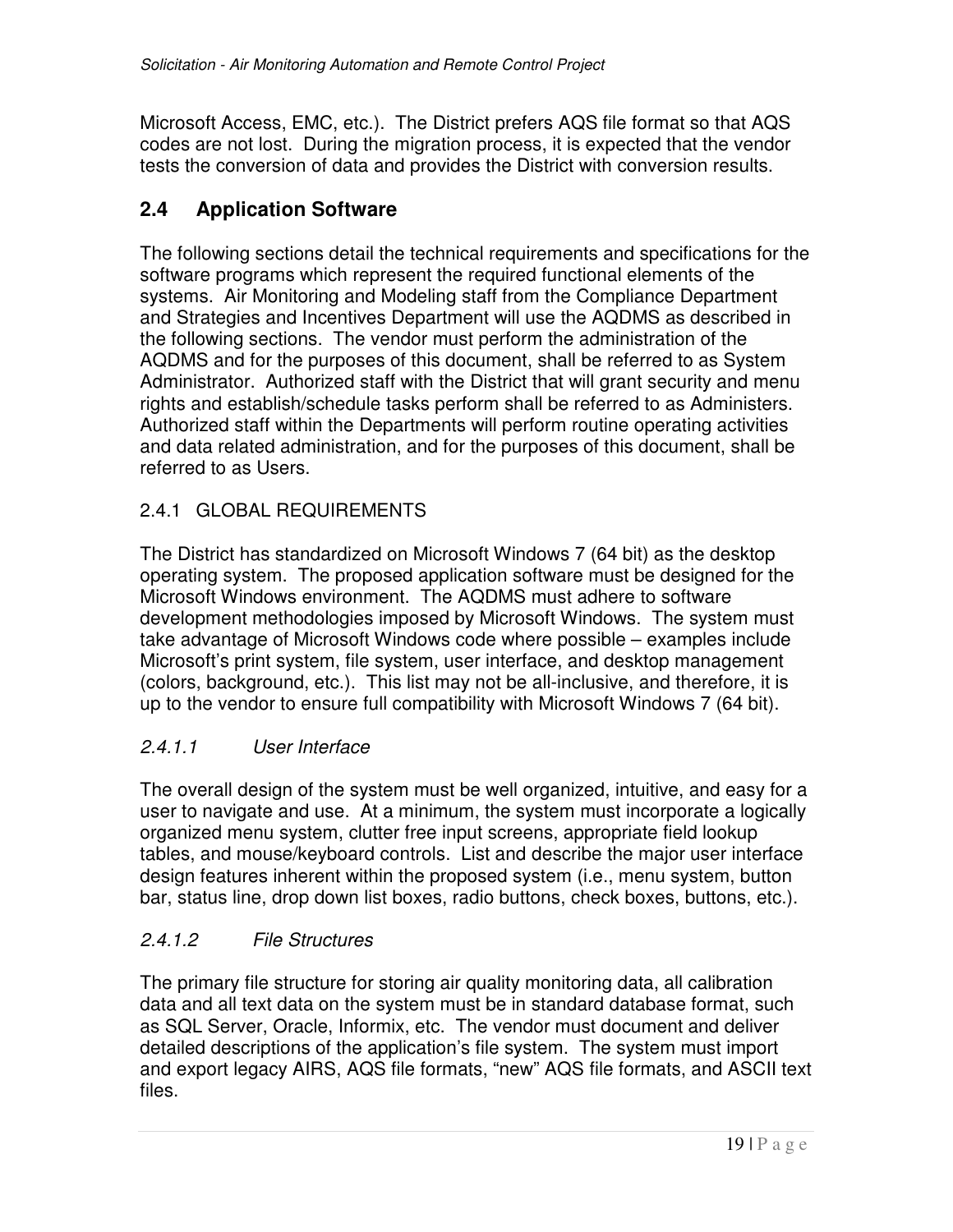Microsoft Access, EMC, etc.). The District prefers AQS file format so that AQS codes are not lost. During the migration process, it is expected that the vendor tests the conversion of data and provides the District with conversion results.

## 2.4 Application Software

The following sections detail the technical requirements and specifications for the software programs which represent the required functional elements of the systems. Air Monitoring and Modeling staff from the Compliance Department and Strategies and Incentives Department will use the AQDMS as described in the following sections. The vendor must perform the administration of the AQDMS and for the purposes of this document, shall be referred to as System Administrator. Authorized staff with the District that will grant security and menu rights and establish/schedule tasks perform shall be referred to as Administers. Authorized staff within the Departments will perform routine operating activities and data related administration, and for the purposes of this document, shall be referred to as Users.

### 2.4.1 GLOBAL REQUIREMENTS

The District has standardized on Microsoft Windows 7 (64 bit) as the desktop operating system. The proposed application software must be designed for the Microsoft Windows environment. The AQDMS must adhere to software development methodologies imposed by Microsoft Windows. The system must take advantage of Microsoft Windows code where possible – examples include Microsoft's print system, file system, user interface, and desktop management (colors, background, etc.). This list may not be all-inclusive, and therefore, it is up to the vendor to ensure full compatibility with Microsoft Windows 7 (64 bit).

#### *2.4.1.1 User Interface*

The overall design of the system must be well organized, intuitive, and easy for a user to navigate and use. At a minimum, the system must incorporate a logically organized menu system, clutter free input screens, appropriate field lookup tables, and mouse/keyboard controls. List and describe the major user interface design features inherent within the proposed system (i.e., menu system, button bar, status line, drop down list boxes, radio buttons, check boxes, buttons, etc.).

#### *2.4.1.2 File Structures*

The primary file structure for storing air quality monitoring data, all calibration data and all text data on the system must be in standard database format, such as SQL Server, Oracle, Informix, etc. The vendor must document and deliver detailed descriptions of the application's file system. The system must import and export legacy AIRS, AQS file formats, "new" AQS file formats, and ASCII text files.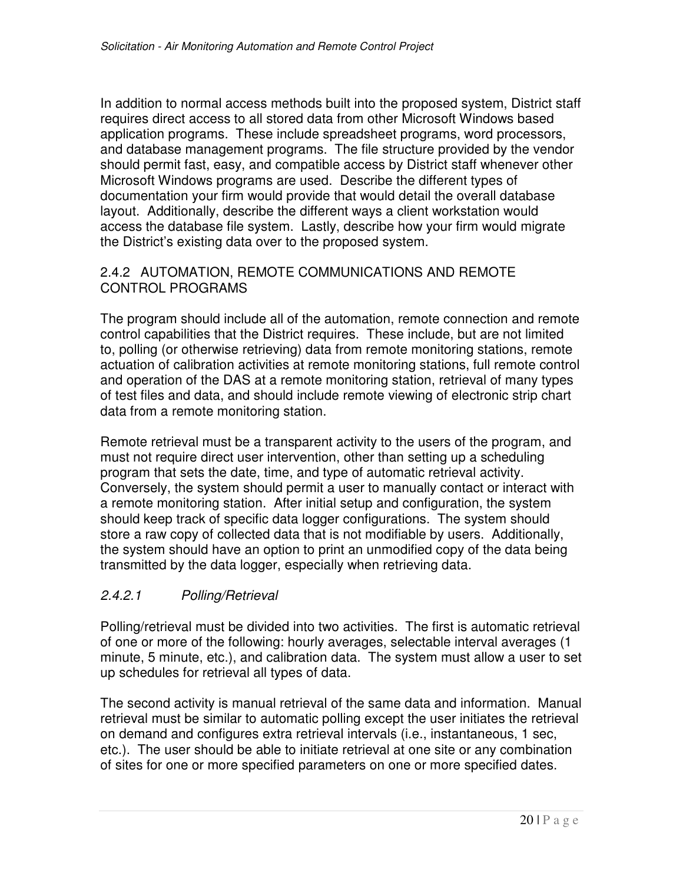In addition to normal access methods built into the proposed system, District staff requires direct access to all stored data from other Microsoft Windows based application programs. These include spreadsheet programs, word processors, and database management programs. The file structure provided by the vendor should permit fast, easy, and compatible access by District staff whenever other Microsoft Windows programs are used. Describe the different types of documentation your firm would provide that would detail the overall database layout. Additionally, describe the different ways a client workstation would access the database file system. Lastly, describe how your firm would migrate the District's existing data over to the proposed system.

### 2.4.2 AUTOMATION, REMOTE COMMUNICATIONS AND REMOTE CONTROL PROGRAMS

The program should include all of the automation, remote connection and remote control capabilities that the District requires. These include, but are not limited to, polling (or otherwise retrieving) data from remote monitoring stations, remote actuation of calibration activities at remote monitoring stations, full remote control and operation of the DAS at a remote monitoring station, retrieval of many types of test files and data, and should include remote viewing of electronic strip chart data from a remote monitoring station.

Remote retrieval must be a transparent activity to the users of the program, and must not require direct user intervention, other than setting up a scheduling program that sets the date, time, and type of automatic retrieval activity. Conversely, the system should permit a user to manually contact or interact with a remote monitoring station. After initial setup and configuration, the system should keep track of specific data logger configurations. The system should store a raw copy of collected data that is not modifiable by users. Additionally, the system should have an option to print an unmodified copy of the data being transmitted by the data logger, especially when retrieving data.

#### *2.4.2.1 Polling/Retrieval*

Polling/retrieval must be divided into two activities. The first is automatic retrieval of one or more of the following: hourly averages, selectable interval averages (1 minute, 5 minute, etc.), and calibration data. The system must allow a user to set up schedules for retrieval all types of data.

The second activity is manual retrieval of the same data and information. Manual retrieval must be similar to automatic polling except the user initiates the retrieval on demand and configures extra retrieval intervals (i.e., instantaneous, 1 sec, etc.). The user should be able to initiate retrieval at one site or any combination of sites for one or more specified parameters on one or more specified dates.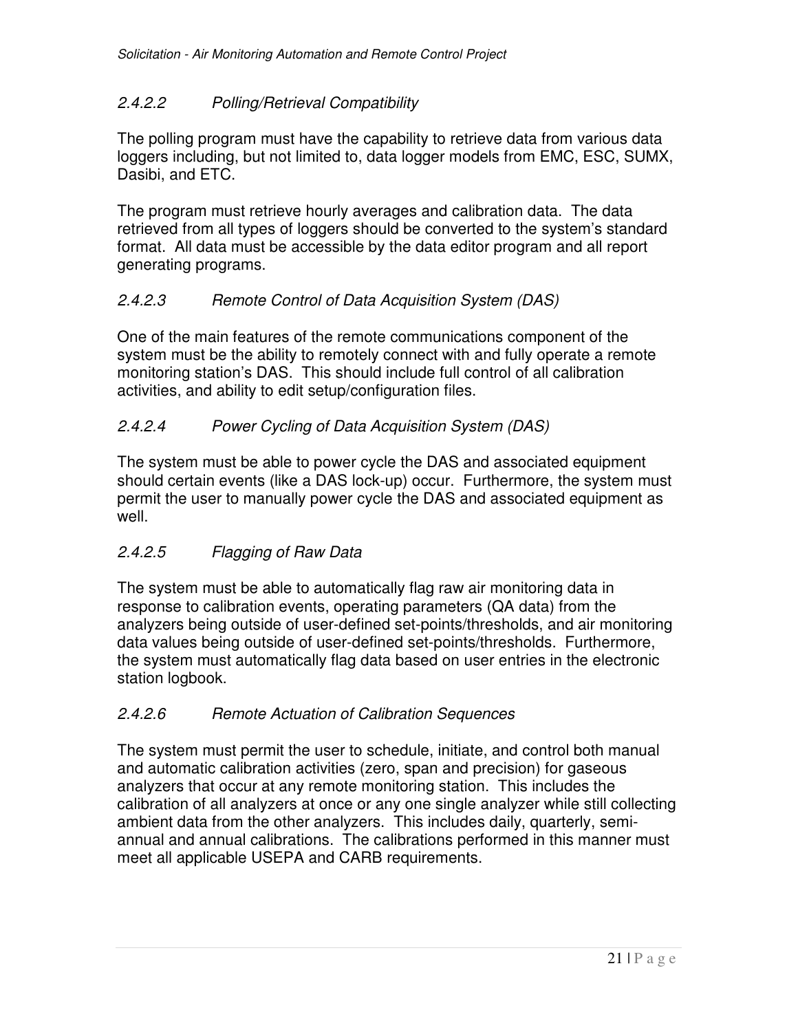#### *2.4.2.2 Polling/Retrieval Compatibility*

The polling program must have the capability to retrieve data from various data loggers including, but not limited to, data logger models from EMC, ESC, SUMX, Dasibi, and ETC.

The program must retrieve hourly averages and calibration data. The data retrieved from all types of loggers should be converted to the system's standard format. All data must be accessible by the data editor program and all report generating programs.

#### *2.4.2.3 Remote Control of Data Acquisition System (DAS)*

One of the main features of the remote communications component of the system must be the ability to remotely connect with and fully operate a remote monitoring station's DAS. This should include full control of all calibration activities, and ability to edit setup/configuration files.

#### *2.4.2.4 Power Cycling of Data Acquisition System (DAS)*

The system must be able to power cycle the DAS and associated equipment should certain events (like a DAS lock-up) occur. Furthermore, the system must permit the user to manually power cycle the DAS and associated equipment as well.

#### *2.4.2.5 Flagging of Raw Data*

The system must be able to automatically flag raw air monitoring data in response to calibration events, operating parameters (QA data) from the analyzers being outside of user-defined set-points/thresholds, and air monitoring data values being outside of user-defined set-points/thresholds. Furthermore, the system must automatically flag data based on user entries in the electronic station logbook.

#### *2.4.2.6 Remote Actuation of Calibration Sequences*

The system must permit the user to schedule, initiate, and control both manual and automatic calibration activities (zero, span and precision) for gaseous analyzers that occur at any remote monitoring station. This includes the calibration of all analyzers at once or any one single analyzer while still collecting ambient data from the other analyzers. This includes daily, quarterly, semi-annual and annual calibrations. The calibrations performed in this manner must meet all applicable USEPA and CARB requirements.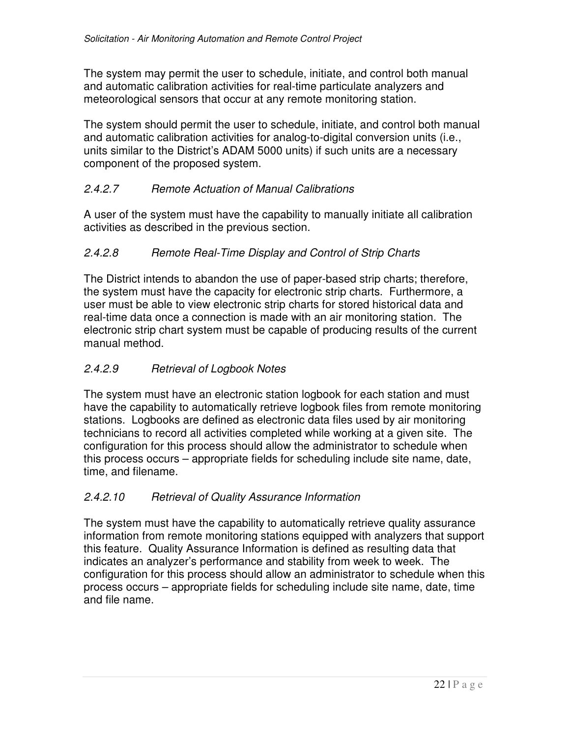The system may permit the user to schedule, initiate, and control both manual and automatic calibration activities for real-time particulate analyzers and meteorological sensors that occur at any remote monitoring station.

The system should permit the user to schedule, initiate, and control both manual and automatic calibration activities for analog-to-digital conversion units (i.e., units similar to the District's ADAM 5000 units) if such units are a necessary component of the proposed system.

#### *2.4.2.7 Remote Actuation of Manual Calibrations*

A user of the system must have the capability to manually initiate all calibration activities as described in the previous section.

#### *2.4.2.8 Remote Real-Time Display and Control of Strip Charts*

The District intends to abandon the use of paper-based strip charts; therefore, the system must have the capacity for electronic strip charts. Furthermore, a user must be able to view electronic strip charts for stored historical data and real-time data once a connection is made with an air monitoring station. The electronic strip chart system must be capable of producing results of the current manual method.

#### *2.4.2.9 Retrieval of Logbook Notes*

The system must have an electronic station logbook for each station and must have the capability to automatically retrieve logbook files from remote monitoring stations. Logbooks are defined as electronic data files used by air monitoring technicians to record all activities completed while working at a given site. The configuration for this process should allow the administrator to schedule when this process occurs – appropriate fields for scheduling include site name, date, time, and filename.

#### *2.4.2.10 Retrieval of Quality Assurance Information*

The system must have the capability to automatically retrieve quality assurance information from remote monitoring stations equipped with analyzers that support this feature. Quality Assurance Information is defined as resulting data that indicates an analyzer's performance and stability from week to week. The configuration for this process should allow an administrator to schedule when this process occurs – appropriate fields for scheduling include site name, date, time and file name.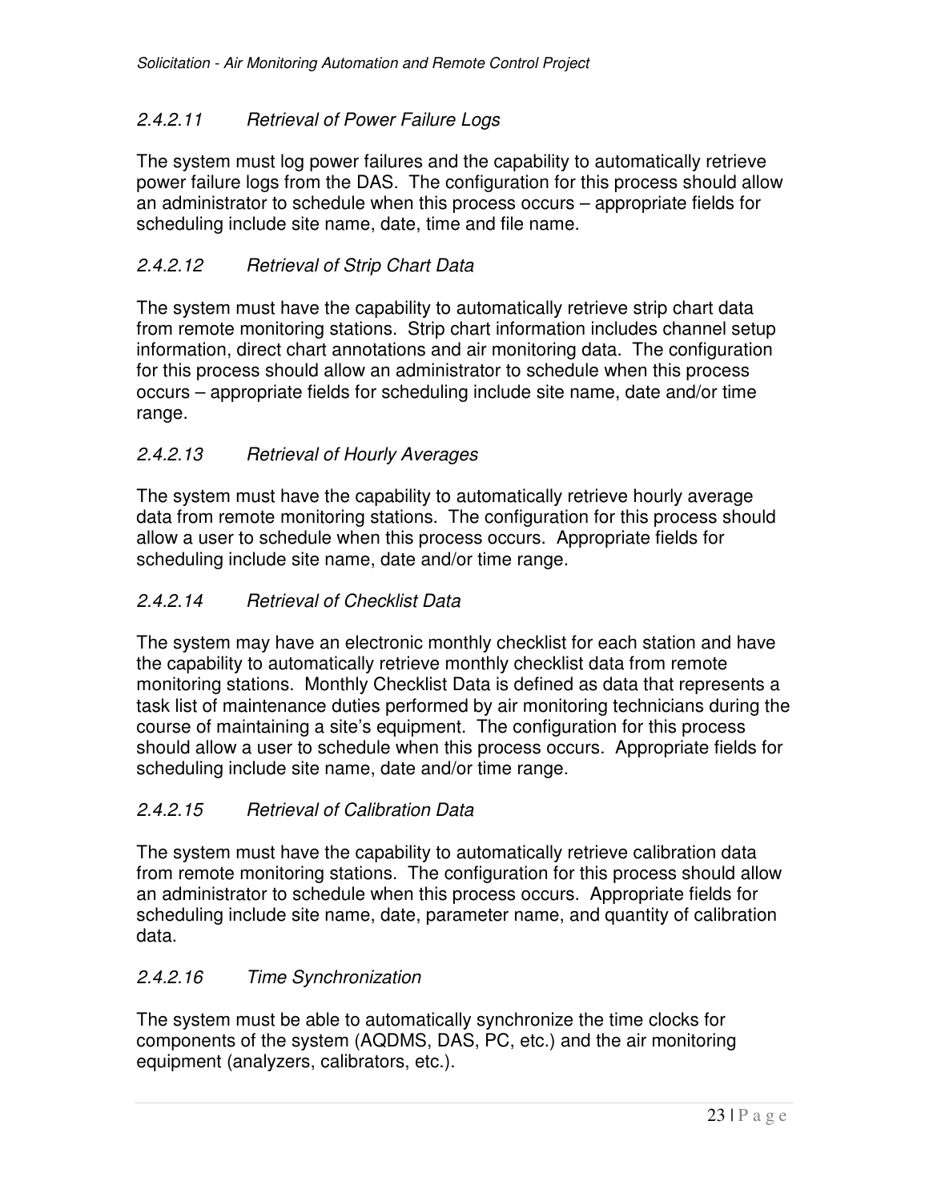#### *2.4.2.11 Retrieval of Power Failure Logs*

The system must log power failures and the capability to automatically retrieve power failure logs from the DAS. The configuration for this process should allow an administrator to schedule when this process occurs – appropriate fields for scheduling include site name, date, time and file name.

#### *2.4.2.12 Retrieval of Strip Chart Data*

The system must have the capability to automatically retrieve strip chart data from remote monitoring stations. Strip chart information includes channel setup information, direct chart annotations and air monitoring data. The configuration for this process should allow an administrator to schedule when this process occurs – appropriate fields for scheduling include site name, date and/or time range.

#### *2.4.2.13 Retrieval of Hourly Averages*

The system must have the capability to automatically retrieve hourly average data from remote monitoring stations. The configuration for this process should allow a user to schedule when this process occurs. Appropriate fields for scheduling include site name, date and/or time range.

#### *2.4.2.14 Retrieval of Checklist Data*

The system may have an electronic monthly checklist for each station and have the capability to automatically retrieve monthly checklist data from remote monitoring stations. Monthly Checklist Data is defined as data that represents a task list of maintenance duties performed by air monitoring technicians during the course of maintaining a site's equipment. The configuration for this process should allow a user to schedule when this process occurs. Appropriate fields for scheduling include site name, date and/or time range.

#### *2.4.2.15 Retrieval of Calibration Data*

The system must have the capability to automatically retrieve calibration data from remote monitoring stations. The configuration for this process should allow an administrator to schedule when this process occurs. Appropriate fields for scheduling include site name, date, parameter name, and quantity of calibration data.

#### *2.4.2.16 Time Synchronization*

The system must be able to automatically synchronize the time clocks for components of the system (AQDMS, DAS, PC, etc.) and the air monitoring equipment (analyzers, calibrators, etc.).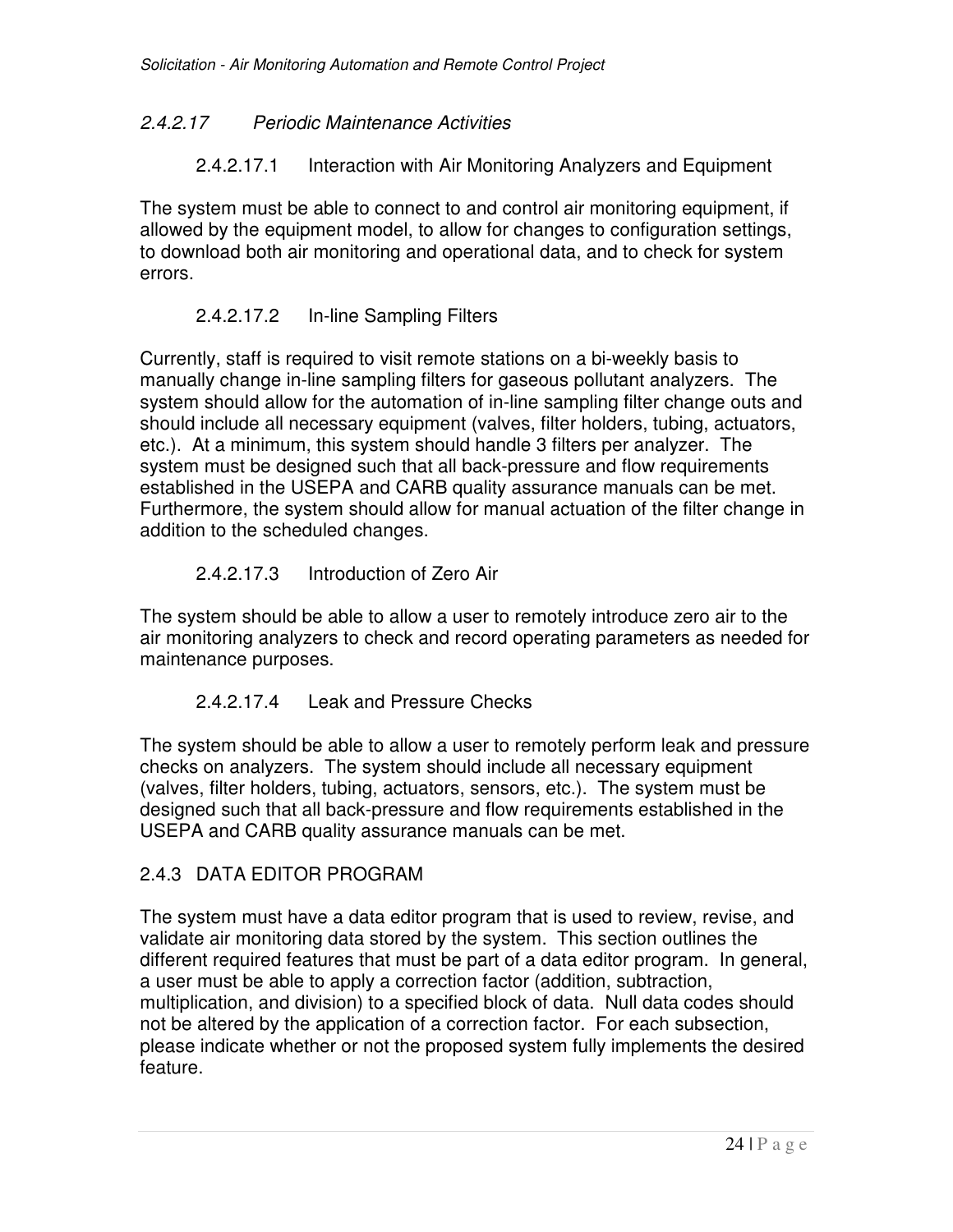### *2.4.2.17 Periodic Maintenance Activities*

#### 2.4.2.17.1 Interaction with Air Monitoring Analyzers and Equipment

The system must be able to connect to and control air monitoring equipment, if allowed by the equipment model, to allow for changes to configuration settings, to download both air monitoring and operational data, and to check for system errors.

#### 2.4.2.17.2 In-line Sampling Filters

Currently, staff is required to visit remote stations on a bi-weekly basis to manually change in-line sampling filters for gaseous pollutant analyzers. The system should allow for the automation of in-line sampling filter change outs and should include all necessary equipment (valves, filter holders, tubing, actuators, etc.). At a minimum, this system should handle 3 filters per analyzer. The system must be designed such that all back-pressure and flow requirements established in the USEPA and CARB quality assurance manuals can be met. Furthermore, the system should allow for manual actuation of the filter change in addition to the scheduled changes.

#### 2.4.2.17.3 Introduction of Zero Air

The system should be able to allow a user to remotely introduce zero air to the air monitoring analyzers to check and record operating parameters as needed for maintenance purposes.

#### 2.4.2.17.4 Leak and Pressure Checks

The system should be able to allow a user to remotely perform leak and pressure checks on analyzers. The system should include all necessary equipment (valves, filter holders, tubing, actuators, sensors, etc.). The system must be designed such that all back-pressure and flow requirements established in the USEPA and CARB quality assurance manuals can be met.

## 2.4.3 DATA EDITOR PROGRAM

The system must have a data editor program that is used to review, revise, and validate air monitoring data stored by the system. This section outlines the different required features that must be part of a data editor program. In general, a user must be able to apply a correction factor (addition, subtraction, multiplication, and division) to a specified block of data. Null data codes should not be altered by the application of a correction factor. For each subsection, please indicate whether or not the proposed system fully implements the desired feature.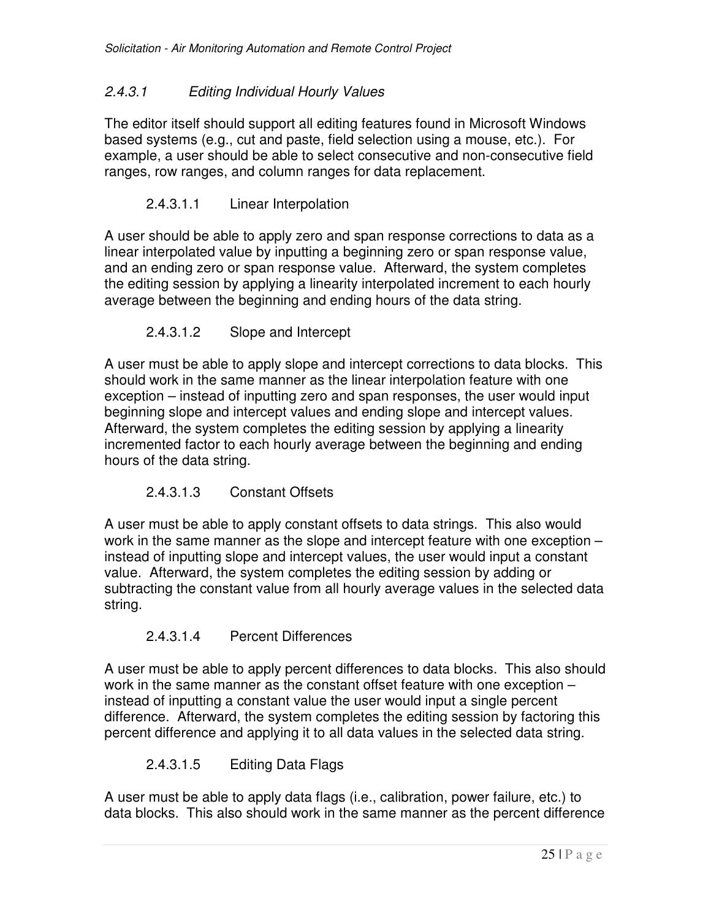### *2.4.3.1 Editing Individual Hourly Values*

The editor itself should support all editing features found in Microsoft Windows based systems (e.g., cut and paste, field selection using a mouse, etc.). For example, a user should be able to select consecutive and non-consecutive field ranges, row ranges, and column ranges for data replacement.

#### 2.4.3.1.1 Linear Interpolation

A user should be able to apply zero and span response corrections to data as a linear interpolated value by inputting a beginning zero or span response value, and an ending zero or span response value. Afterward, the system completes the editing session by applying a linearity interpolated increment to each hourly average between the beginning and ending hours of the data string.

#### 2.4.3.1.2 Slope and Intercept

A user must be able to apply slope and intercept corrections to data blocks. This should work in the same manner as the linear interpolation feature with one exception – instead of inputting zero and span responses, the user would input beginning slope and intercept values and ending slope and intercept values. Afterward, the system completes the editing session by applying a linearity incremented factor to each hourly average between the beginning and ending hours of the data string.

#### 2.4.3.1.3 Constant Offsets

A user must be able to apply constant offsets to data strings. This also would work in the same manner as the slope and intercept feature with one exception – instead of inputting slope and intercept values, the user would input a constant value. Afterward, the system completes the editing session by adding or subtracting the constant value from all hourly average values in the selected data string.

#### 2.4.3.1.4 Percent Differences

A user must be able to apply percent differences to data blocks. This also should work in the same manner as the constant offset feature with one exception – instead of inputting a constant value the user would input a single percent difference. Afterward, the system completes the editing session by factoring this percent difference and applying it to all data values in the selected data string.

#### 2.4.3.1.5 Editing Data Flags

A user must be able to apply data flags (i.e., calibration, power failure, etc.) to data blocks. This also should work in the same manner as the percent difference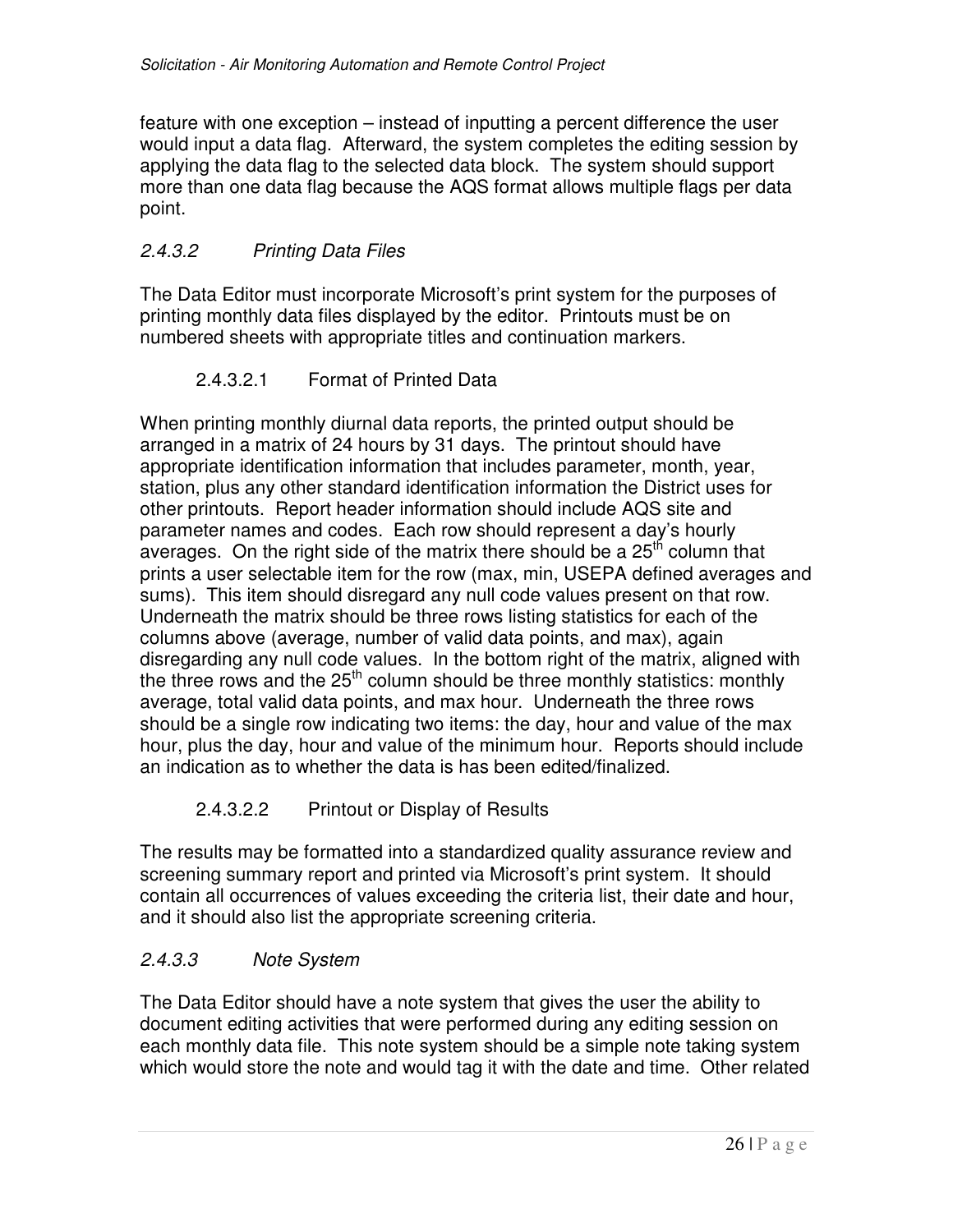feature with one exception – instead of inputting a percent difference the user would input a data flag. Afterward, the system completes the editing session by applying the data flag to the selected data block. The system should support more than one data flag because the AQS format allows multiple flags per data point.

### *2.4.3.2 Printing Data Files*

The Data Editor must incorporate Microsoft's print system for the purposes of printing monthly data files displayed by the editor. Printouts must be on numbered sheets with appropriate titles and continuation markers.

#### 2.4.3.2.1 Format of Printed Data

When printing monthly diurnal data reports, the printed output should be arranged in a matrix of 24 hours by 31 days. The printout should have appropriate identification information that includes parameter, month, year, station, plus any other standard identification information the District uses for other printouts. Report header information should include AQS site and parameter names and codes. Each row should represent a day's hourly averages. On the right side of the matrix there should be a 25$^{th}$ column that prints a user selectable item for the row (max, min, USEPA defined averages and sums). This item should disregard any null code values present on that row. Underneath the matrix should be three rows listing statistics for each of the columns above (average, number of valid data points, and max), again disregarding any null code values. In the bottom right of the matrix, aligned with the three rows and the 25$^{th}$ column should be three monthly statistics: monthly average, total valid data points, and max hour. Underneath the three rows should be a single row indicating two items: the day, hour and value of the max hour, plus the day, hour and value of the minimum hour. Reports should include an indication as to whether the data is has been edited/finalized.

#### 2.4.3.2.2 Printout or Display of Results

The results may be formatted into a standardized quality assurance review and screening summary report and printed via Microsoft's print system. It should contain all occurrences of values exceeding the criteria list, their date and hour, and it should also list the appropriate screening criteria.

### *2.4.3.3 Note System*

The Data Editor should have a note system that gives the user the ability to document editing activities that were performed during any editing session on each monthly data file. This note system should be a simple note taking system which would store the note and would tag it with the date and time. Other related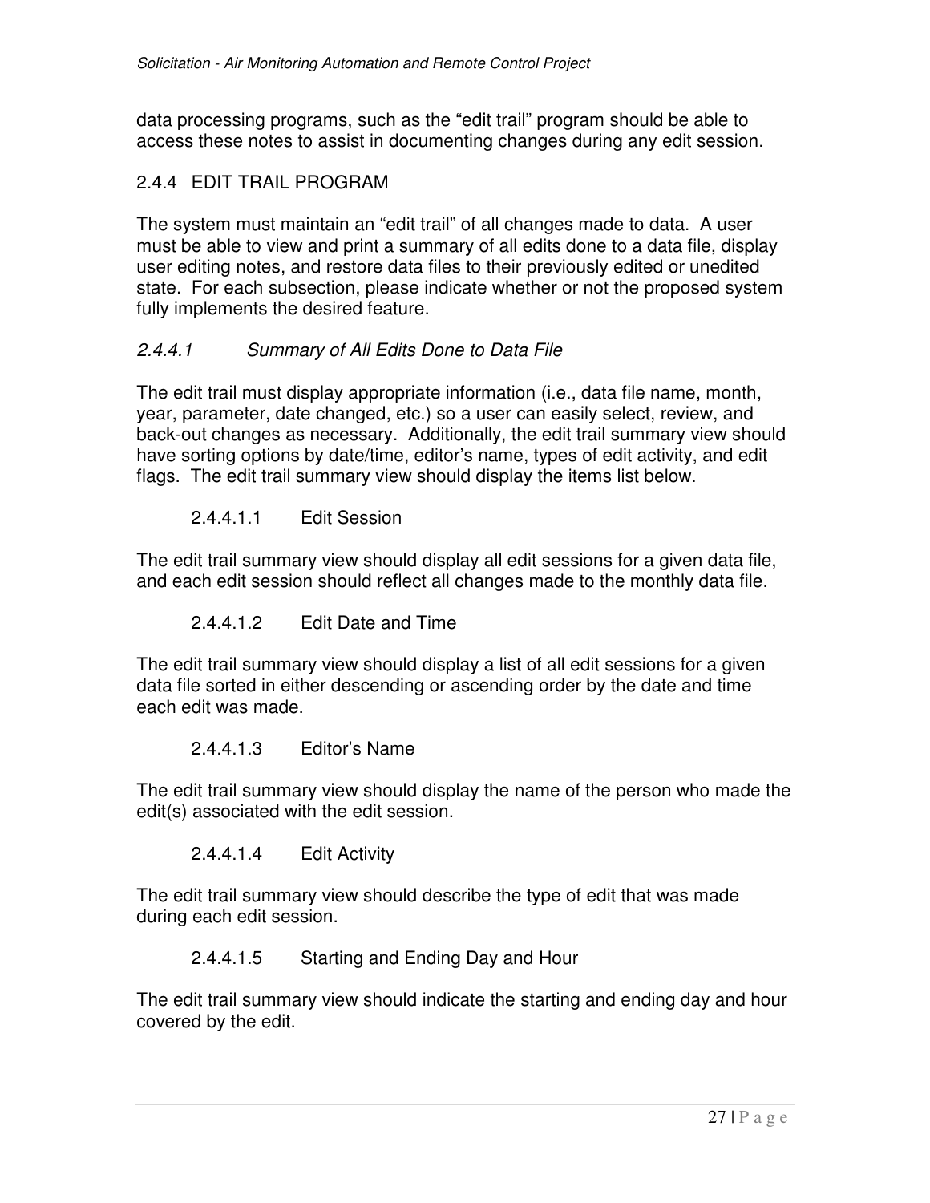data processing programs, such as the “edit trail” program should be able to access these notes to assist in documenting changes during any edit session.

## 2.4.4 EDIT TRAIL PROGRAM

The system must maintain an “edit trail” of all changes made to data. A user must be able to view and print a summary of all edits done to a data file, display user editing notes, and restore data files to their previously edited or unedited state. For each subsection, please indicate whether or not the proposed system fully implements the desired feature.

### *2.4.4.1 Summary of All Edits Done to Data File*

The edit trail must display appropriate information (i.e., data file name, month, year, parameter, date changed, etc.) so a user can easily select, review, and back-out changes as necessary. Additionally, the edit trail summary view should have sorting options by date/time, editor’s name, types of edit activity, and edit flags. The edit trail summary view should display the items list below.

#### 2.4.4.1.1 Edit Session

The edit trail summary view should display all edit sessions for a given data file, and each edit session should reflect all changes made to the monthly data file.

#### 2.4.4.1.2 Edit Date and Time

The edit trail summary view should display a list of all edit sessions for a given data file sorted in either descending or ascending order by the date and time each edit was made.

#### 2.4.4.1.3 Editor’s Name

The edit trail summary view should display the name of the person who made the edit(s) associated with the edit session.

#### 2.4.4.1.4 Edit Activity

The edit trail summary view should describe the type of edit that was made during each edit session.

#### 2.4.4.1.5 Starting and Ending Day and Hour

The edit trail summary view should indicate the starting and ending day and hour covered by the edit.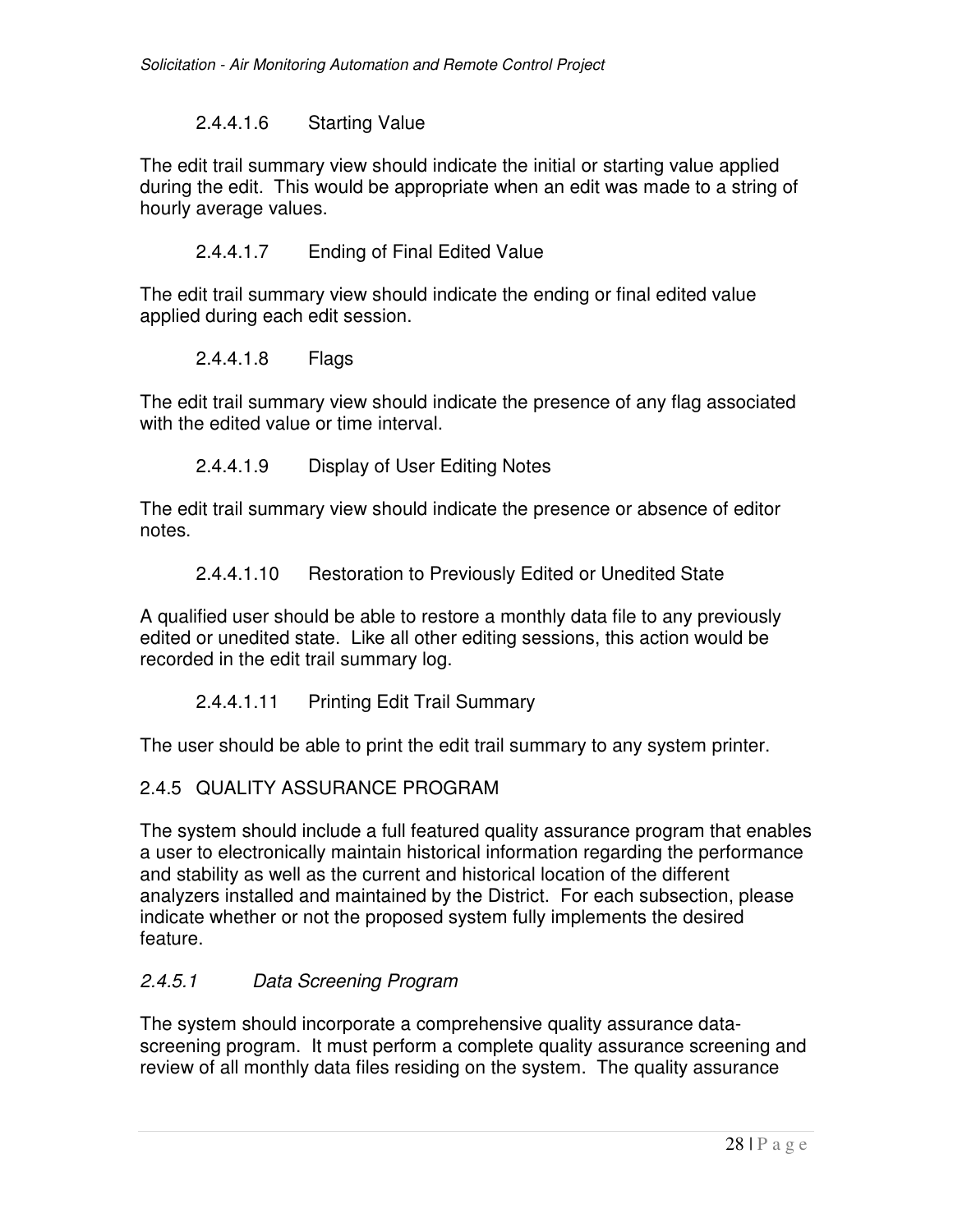#### 2.4.4.1.6 Starting Value

The edit trail summary view should indicate the initial or starting value applied during the edit. This would be appropriate when an edit was made to a string of hourly average values.

#### 2.4.4.1.7 Ending of Final Edited Value

The edit trail summary view should indicate the ending or final edited value applied during each edit session.

#### 2.4.4.1.8 Flags

The edit trail summary view should indicate the presence of any flag associated with the edited value or time interval.

#### 2.4.4.1.9 Display of User Editing Notes

The edit trail summary view should indicate the presence or absence of editor notes.

#### 2.4.4.1.10 Restoration to Previously Edited or Unedited State

A qualified user should be able to restore a monthly data file to any previously edited or unedited state. Like all other editing sessions, this action would be recorded in the edit trail summary log.

#### 2.4.4.1.11 Printing Edit Trail Summary

The user should be able to print the edit trail summary to any system printer.

## 2.4.5 QUALITY ASSURANCE PROGRAM

The system should include a full featured quality assurance program that enables a user to electronically maintain historical information regarding the performance and stability as well as the current and historical location of the different analyzers installed and maintained by the District. For each subsection, please indicate whether or not the proposed system fully implements the desired feature.

### *2.4.5.1 Data Screening Program*

The system should incorporate a comprehensive quality assurance data-screening program. It must perform a complete quality assurance screening and review of all monthly data files residing on the system. The quality assurance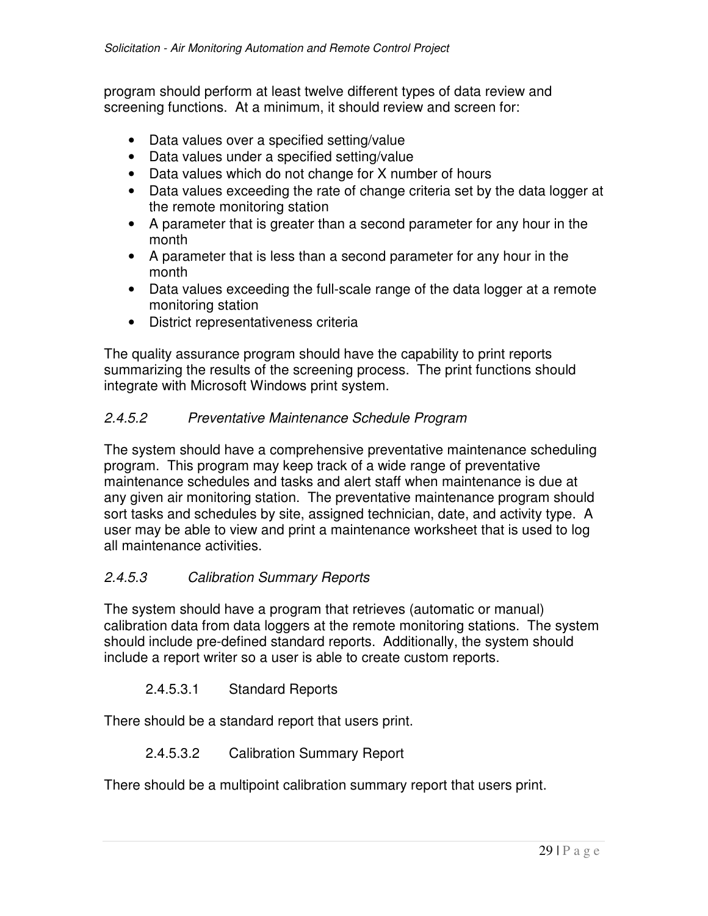program should perform at least twelve different types of data review and screening functions.  At a minimum, it should review and screen for:

- Data values over a specified setting/value
- Data values under a specified setting/value
- Data values which do not change for X number of hours
- Data values exceeding the rate of change criteria set by the data logger at the remote monitoring station
- A parameter that is greater than a second parameter for any hour in the month
- A parameter that is less than a second parameter for any hour in the month
- Data values exceeding the full-scale range of the data logger at a remote monitoring station
- District representativeness criteria

The quality assurance program should have the capability to print reports summarizing the results of the screening process.  The print functions should integrate with Microsoft Windows print system.

#### *2.4.5.2 Preventative Maintenance Schedule Program*

The system should have a comprehensive preventative maintenance scheduling program.  This program may keep track of a wide range of preventative maintenance schedules and tasks and alert staff when maintenance is due at any given air monitoring station.  The preventative maintenance program should sort tasks and schedules by site, assigned technician, date, and activity type.  A user may be able to view and print a maintenance worksheet that is used to log all maintenance activities.

#### *2.4.5.3 Calibration Summary Reports*

The system should have a program that retrieves (automatic or manual) calibration data from data loggers at the remote monitoring stations.  The system should include pre-defined standard reports.  Additionally, the system should include a report writer so a user is able to create custom reports.

##### 2.4.5.3.1 Standard Reports

There should be a standard report that users print.

##### 2.4.5.3.2 Calibration Summary Report

There should be a multipoint calibration summary report that users print.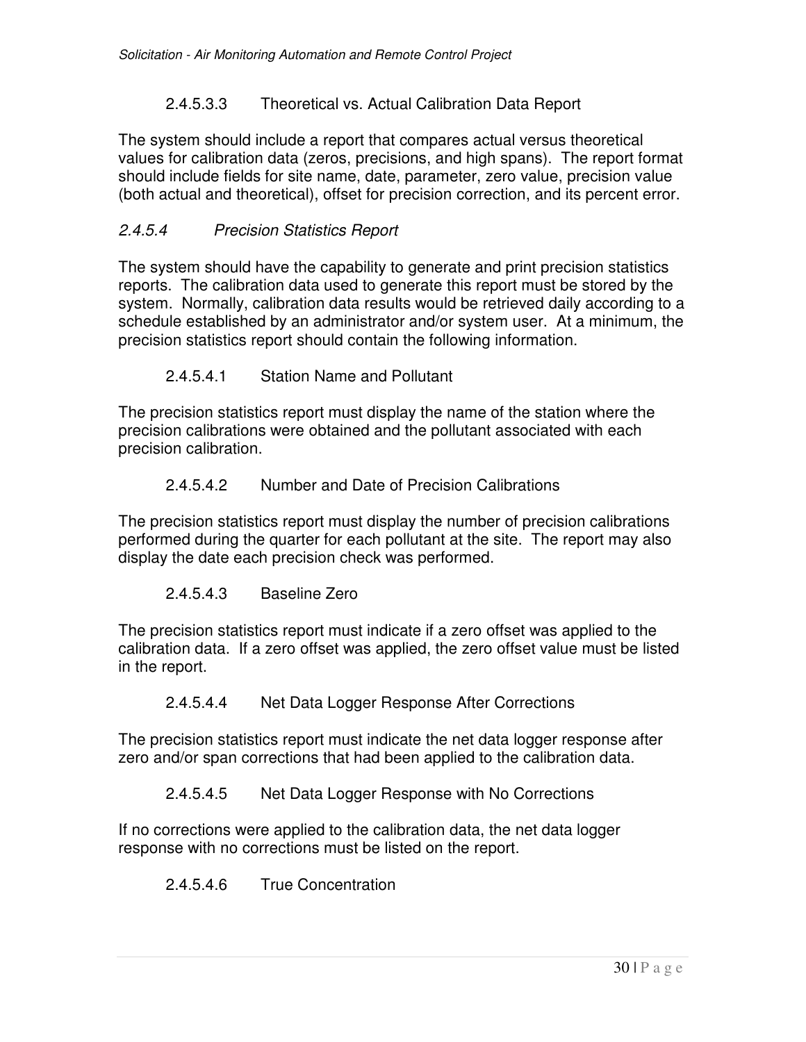#### 2.4.5.3.3 Theoretical vs. Actual Calibration Data Report

The system should include a report that compares actual versus theoretical values for calibration data (zeros, precisions, and high spans). The report format should include fields for site name, date, parameter, zero value, precision value (both actual and theoretical), offset for precision correction, and its percent error.

### *2.4.5.4 Precision Statistics Report*

The system should have the capability to generate and print precision statistics reports. The calibration data used to generate this report must be stored by the system. Normally, calibration data results would be retrieved daily according to a schedule established by an administrator and/or system user. At a minimum, the precision statistics report should contain the following information.

#### 2.4.5.4.1 Station Name and Pollutant

The precision statistics report must display the name of the station where the precision calibrations were obtained and the pollutant associated with each precision calibration.

#### 2.4.5.4.2 Number and Date of Precision Calibrations

The precision statistics report must display the number of precision calibrations performed during the quarter for each pollutant at the site. The report may also display the date each precision check was performed.

#### 2.4.5.4.3 Baseline Zero

The precision statistics report must indicate if a zero offset was applied to the calibration data. If a zero offset was applied, the zero offset value must be listed in the report.

#### 2.4.5.4.4 Net Data Logger Response After Corrections

The precision statistics report must indicate the net data logger response after zero and/or span corrections that had been applied to the calibration data.

#### 2.4.5.4.5 Net Data Logger Response with No Corrections

If no corrections were applied to the calibration data, the net data logger response with no corrections must be listed on the report.

#### 2.4.5.4.6 True Concentration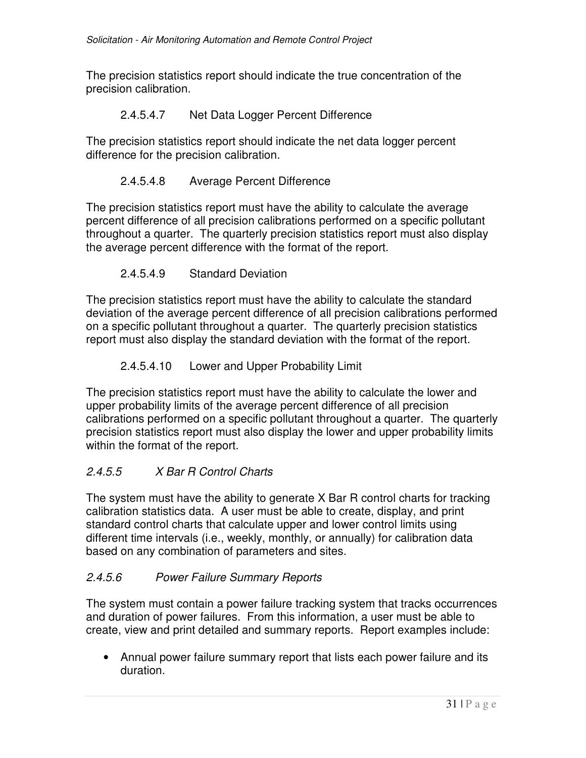The precision statistics report should indicate the true concentration of the precision calibration.

##### 2.4.5.4.7 Net Data Logger Percent Difference

The precision statistics report should indicate the net data logger percent difference for the precision calibration.

##### 2.4.5.4.8 Average Percent Difference

The precision statistics report must have the ability to calculate the average percent difference of all precision calibrations performed on a specific pollutant throughout a quarter. The quarterly precision statistics report must also display the average percent difference with the format of the report.

##### 2.4.5.4.9 Standard Deviation

The precision statistics report must have the ability to calculate the standard deviation of the average percent difference of all precision calibrations performed on a specific pollutant throughout a quarter. The quarterly precision statistics report must also display the standard deviation with the format of the report.

##### 2.4.5.4.10 Lower and Upper Probability Limit

The precision statistics report must have the ability to calculate the lower and upper probability limits of the average percent difference of all precision calibrations performed on a specific pollutant throughout a quarter. The quarterly precision statistics report must also display the lower and upper probability limits within the format of the report.

#### *2.4.5.5 X Bar R Control Charts*

The system must have the ability to generate X Bar R control charts for tracking calibration statistics data. A user must be able to create, display, and print standard control charts that calculate upper and lower control limits using different time intervals (i.e., weekly, monthly, or annually) for calibration data based on any combination of parameters and sites.

#### *2.4.5.6 Power Failure Summary Reports*

The system must contain a power failure tracking system that tracks occurrences and duration of power failures. From this information, a user must be able to create, view and print detailed and summary reports. Report examples include:

- Annual power failure summary report that lists each power failure and its duration.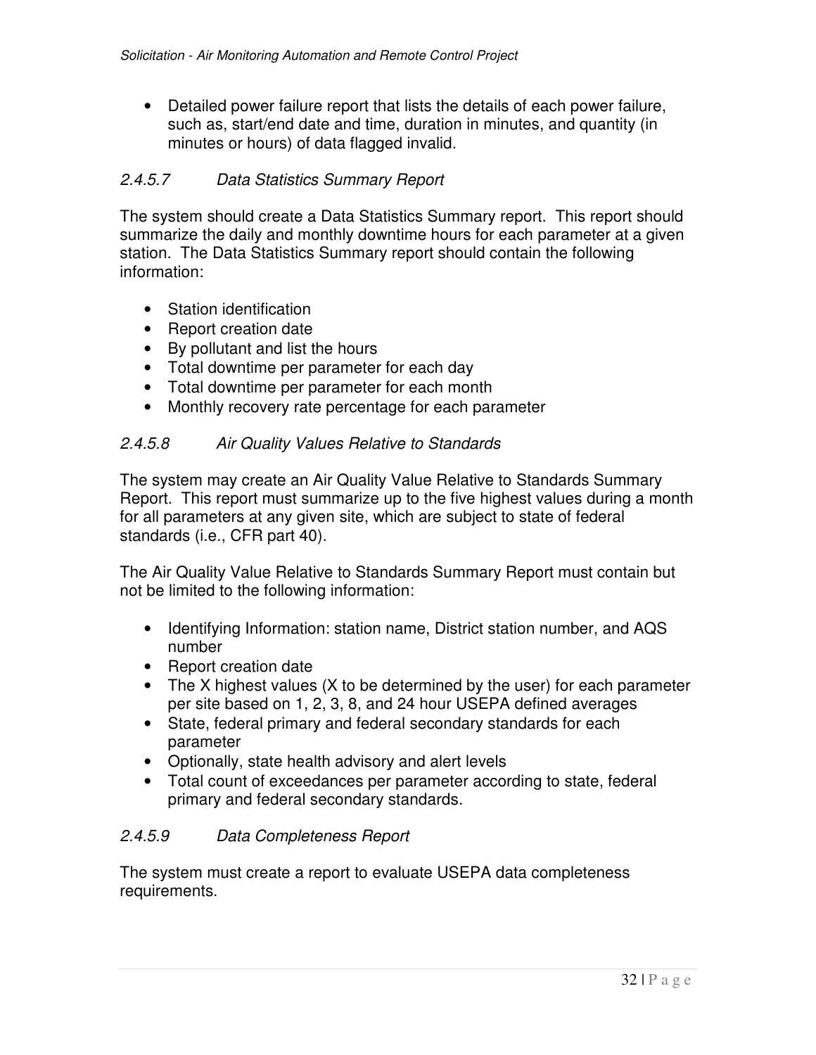- Detailed power failure report that lists the details of each power failure, such as, start/end date and time, duration in minutes, and quantity (in minutes or hours) of data flagged invalid.

#### *2.4.5.7 Data Statistics Summary Report*

The system should create a Data Statistics Summary report. This report should summarize the daily and monthly downtime hours for each parameter at a given station. The Data Statistics Summary report should contain the following information:

- Station identification
- Report creation date
- By pollutant and list the hours
- Total downtime per parameter for each day
- Total downtime per parameter for each month
- Monthly recovery rate percentage for each parameter

#### *2.4.5.8 Air Quality Values Relative to Standards*

The system may create an Air Quality Value Relative to Standards Summary Report. This report must summarize up to the five highest values during a month for all parameters at any given site, which are subject to state of federal standards (i.e., CFR part 40).

The Air Quality Value Relative to Standards Summary Report must contain but not be limited to the following information:

- Identifying Information: station name, District station number, and AQS number
- Report creation date
- The X highest values (X to be determined by the user) for each parameter per site based on 1, 2, 3, 8, and 24 hour USEPA defined averages
- State, federal primary and federal secondary standards for each parameter
- Optionally, state health advisory and alert levels
- Total count of exceedances per parameter according to state, federal primary and federal secondary standards.

#### *2.4.5.9 Data Completeness Report*

The system must create a report to evaluate USEPA data completeness requirements.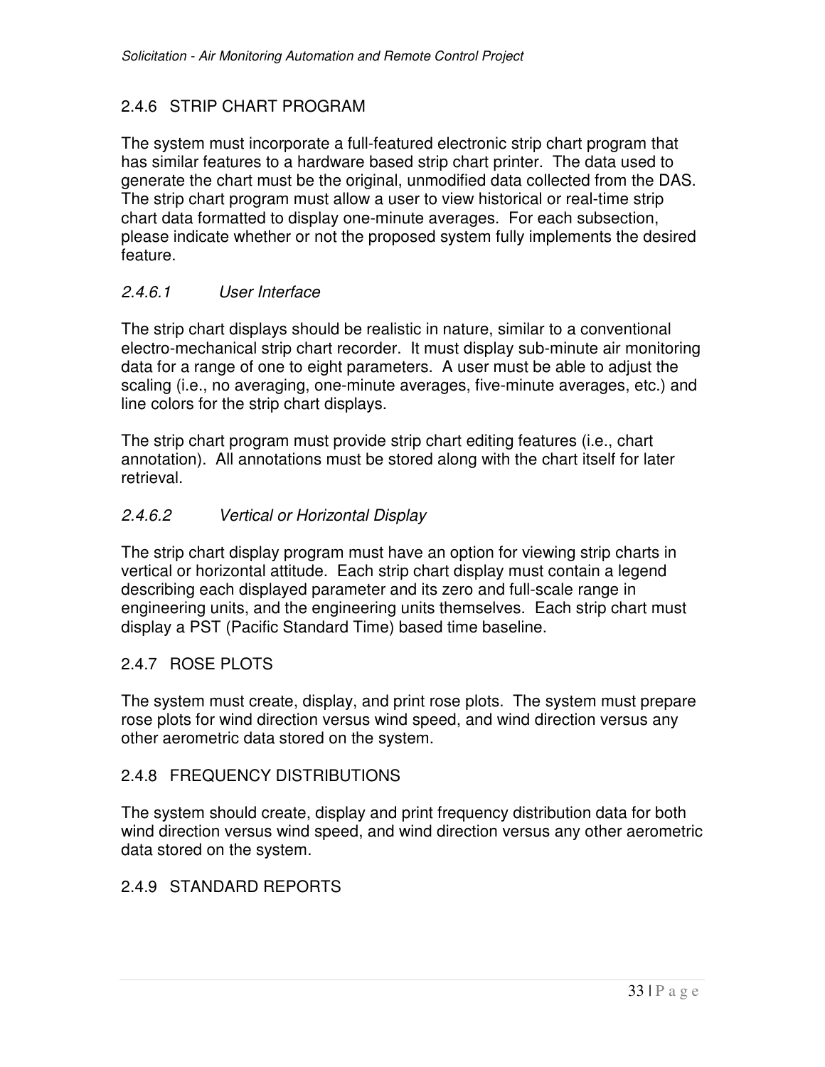## 2.4.6 STRIP CHART PROGRAM

The system must incorporate a full-featured electronic strip chart program that has similar features to a hardware based strip chart printer. The data used to generate the chart must be the original, unmodified data collected from the DAS. The strip chart program must allow a user to view historical or real-time strip chart data formatted to display one-minute averages. For each subsection, please indicate whether or not the proposed system fully implements the desired feature.

### *2.4.6.1 User Interface*

The strip chart displays should be realistic in nature, similar to a conventional electro-mechanical strip chart recorder. It must display sub-minute air monitoring data for a range of one to eight parameters. A user must be able to adjust the scaling (i.e., no averaging, one-minute averages, five-minute averages, etc.) and line colors for the strip chart displays.

The strip chart program must provide strip chart editing features (i.e., chart annotation). All annotations must be stored along with the chart itself for later retrieval.

### *2.4.6.2 Vertical or Horizontal Display*

The strip chart display program must have an option for viewing strip charts in vertical or horizontal attitude. Each strip chart display must contain a legend describing each displayed parameter and its zero and full-scale range in engineering units, and the engineering units themselves. Each strip chart must display a PST (Pacific Standard Time) based time baseline.

## 2.4.7 ROSE PLOTS

The system must create, display, and print rose plots. The system must prepare rose plots for wind direction versus wind speed, and wind direction versus any other aerometric data stored on the system.

## 2.4.8 FREQUENCY DISTRIBUTIONS

The system should create, display and print frequency distribution data for both wind direction versus wind speed, and wind direction versus any other aerometric data stored on the system.

## 2.4.9 STANDARD REPORTS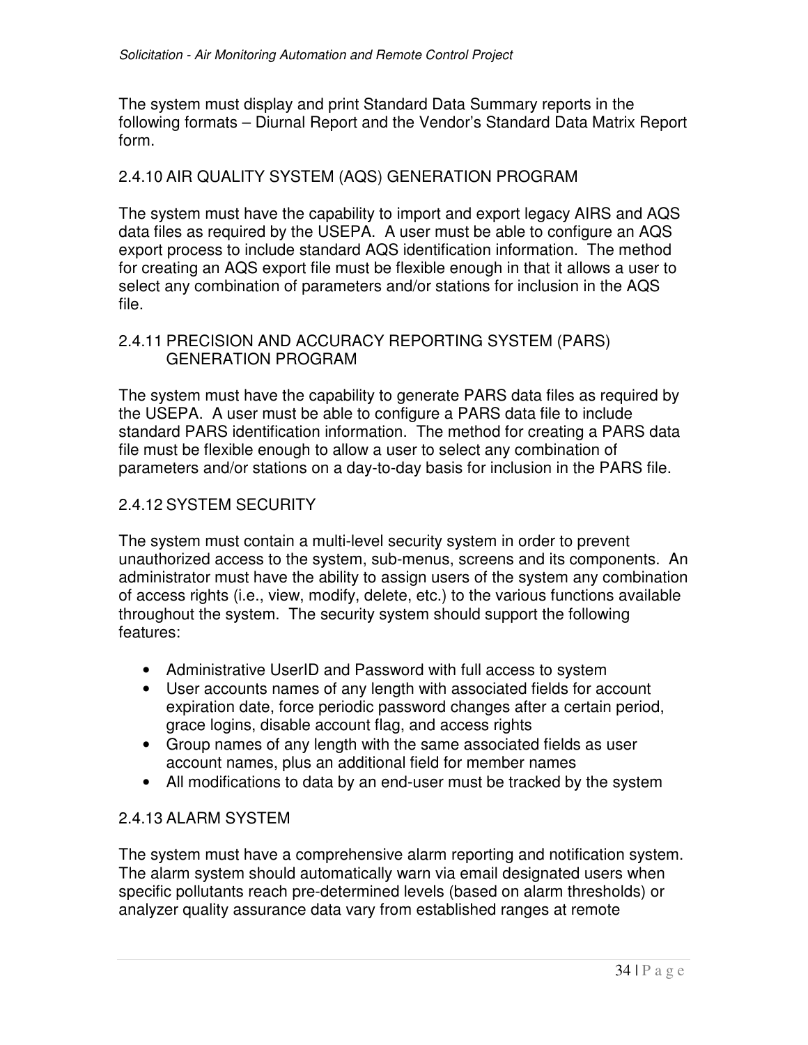The system must display and print Standard Data Summary reports in the following formats – Diurnal Report and the Vendor's Standard Data Matrix Report form.

### 2.4.10 AIR QUALITY SYSTEM (AQS) GENERATION PROGRAM

The system must have the capability to import and export legacy AIRS and AQS data files as required by the USEPA. A user must be able to configure an AQS export process to include standard AQS identification information. The method for creating an AQS export file must be flexible enough in that it allows a user to select any combination of parameters and/or stations for inclusion in the AQS file.

### 2.4.11 PRECISION AND ACCURACY REPORTING SYSTEM (PARS) GENERATION PROGRAM

The system must have the capability to generate PARS data files as required by the USEPA. A user must be able to configure a PARS data file to include standard PARS identification information. The method for creating a PARS data file must be flexible enough to allow a user to select any combination of parameters and/or stations on a day-to-day basis for inclusion in the PARS file.

### 2.4.12 SYSTEM SECURITY

The system must contain a multi-level security system in order to prevent unauthorized access to the system, sub-menus, screens and its components. An administrator must have the ability to assign users of the system any combination of access rights (i.e., view, modify, delete, etc.) to the various functions available throughout the system. The security system should support the following features:

- Administrative UserID and Password with full access to system
- User accounts names of any length with associated fields for account expiration date, force periodic password changes after a certain period, grace logins, disable account flag, and access rights
- Group names of any length with the same associated fields as user account names, plus an additional field for member names
- All modifications to data by an end-user must be tracked by the system

### 2.4.13 ALARM SYSTEM

The system must have a comprehensive alarm reporting and notification system. The alarm system should automatically warn via email designated users when specific pollutants reach pre-determined levels (based on alarm thresholds) or analyzer quality assurance data vary from established ranges at remote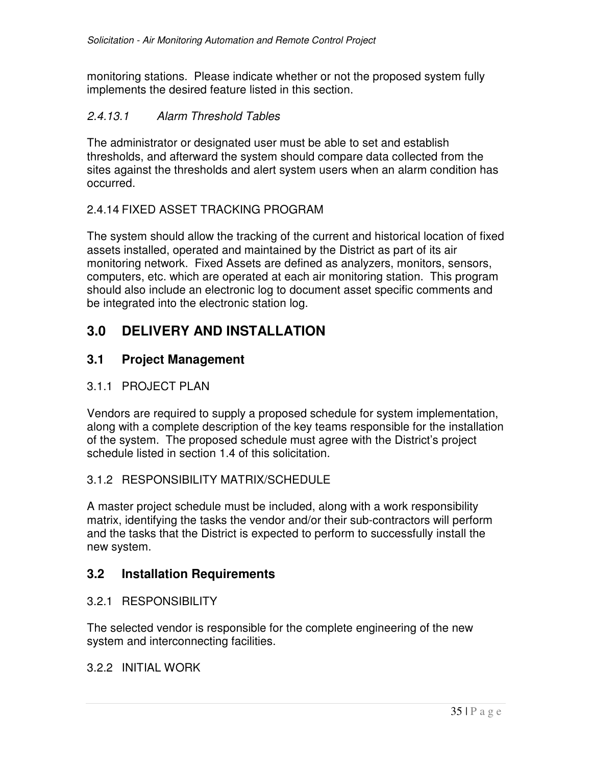monitoring stations. Please indicate whether or not the proposed system fully implements the desired feature listed in this section.

#### *2.4.13.1 Alarm Threshold Tables*

The administrator or designated user must be able to set and establish thresholds, and afterward the system should compare data collected from the sites against the thresholds and alert system users when an alarm condition has occurred.

### 2.4.14 FIXED ASSET TRACKING PROGRAM

The system should allow the tracking of the current and historical location of fixed assets installed, operated and maintained by the District as part of its air monitoring network. Fixed Assets are defined as analyzers, monitors, sensors, computers, etc. which are operated at each air monitoring station. This program should also include an electronic log to document asset specific comments and be integrated into the electronic station log.

# 3.0 DELIVERY AND INSTALLATION

## 3.1 Project Management

### 3.1.1 PROJECT PLAN

Vendors are required to supply a proposed schedule for system implementation, along with a complete description of the key teams responsible for the installation of the system. The proposed schedule must agree with the District's project schedule listed in section 1.4 of this solicitation.

### 3.1.2 RESPONSIBILITY MATRIX/SCHEDULE

A master project schedule must be included, along with a work responsibility matrix, identifying the tasks the vendor and/or their sub-contractors will perform and the tasks that the District is expected to perform to successfully install the new system.

## 3.2 Installation Requirements

### 3.2.1 RESPONSIBILITY

The selected vendor is responsible for the complete engineering of the new system and interconnecting facilities.

### 3.2.2 INITIAL WORK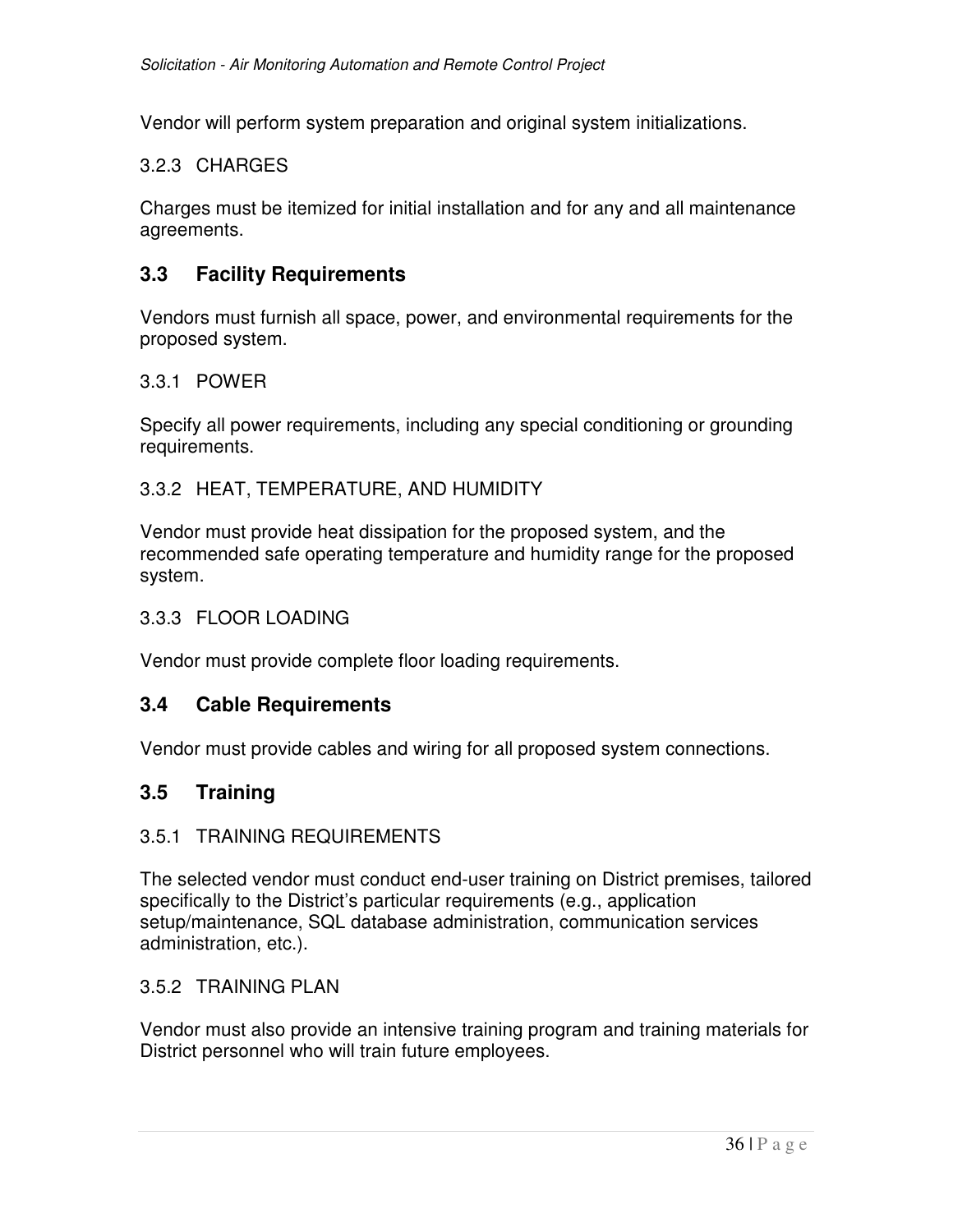Vendor will perform system preparation and original system initializations.

#### 3.2.3 CHARGES

Charges must be itemized for initial installation and for any and all maintenance agreements.

## 3.3 Facility Requirements

Vendors must furnish all space, power, and environmental requirements for the proposed system.

#### 3.3.1 POWER

Specify all power requirements, including any special conditioning or grounding requirements.

#### 3.3.2 HEAT, TEMPERATURE, AND HUMIDITY

Vendor must provide heat dissipation for the proposed system, and the recommended safe operating temperature and humidity range for the proposed system.

#### 3.3.3 FLOOR LOADING

Vendor must provide complete floor loading requirements.

## 3.4 Cable Requirements

Vendor must provide cables and wiring for all proposed system connections.

## 3.5 Training

#### 3.5.1 TRAINING REQUIREMENTS

The selected vendor must conduct end-user training on District premises, tailored specifically to the District's particular requirements (e.g., application setup/maintenance, SQL database administration, communication services administration, etc.).

#### 3.5.2 TRAINING PLAN

Vendor must also provide an intensive training program and training materials for District personnel who will train future employees.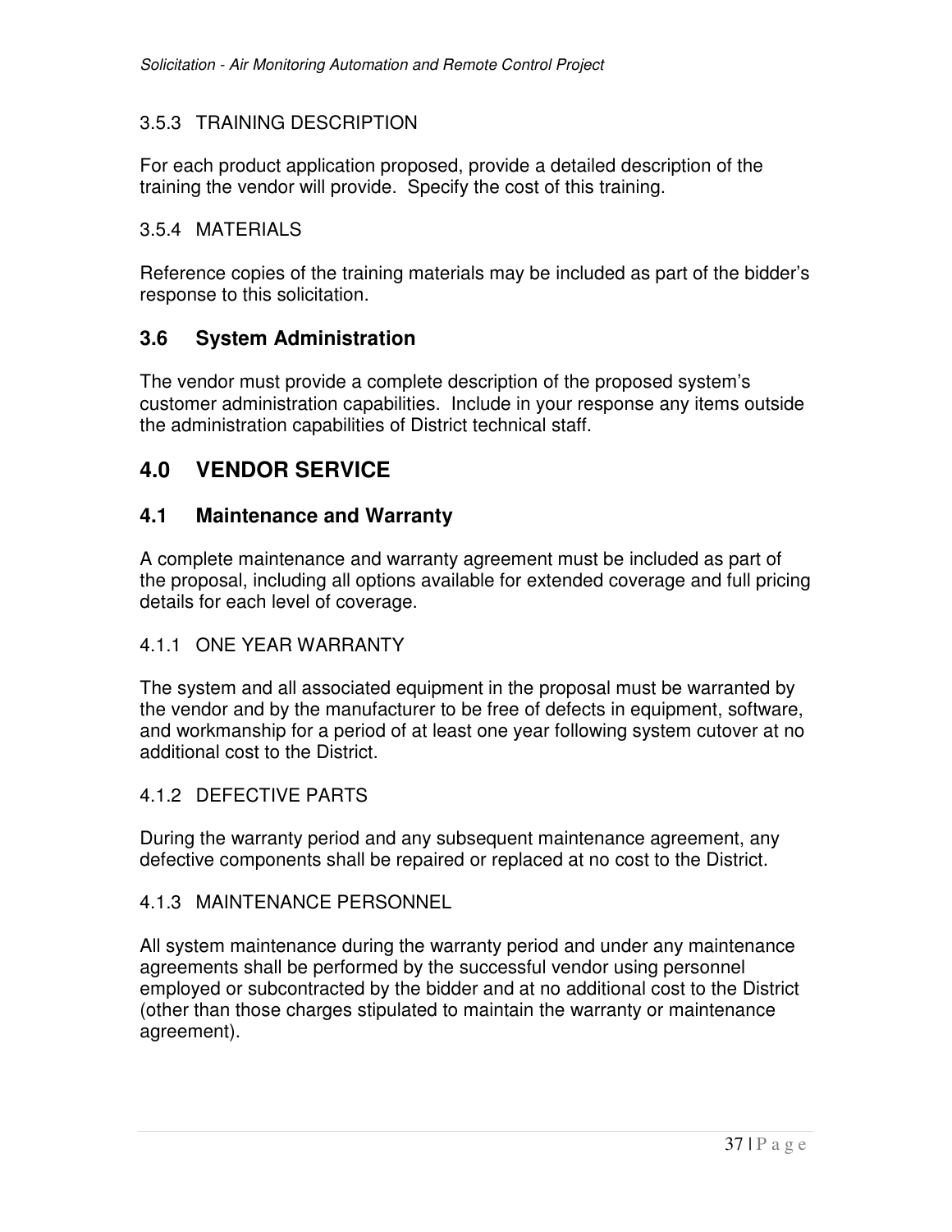#### 3.5.3 TRAINING DESCRIPTION

For each product application proposed, provide a detailed description of the training the vendor will provide. Specify the cost of this training.

#### 3.5.4 MATERIALS

Reference copies of the training materials may be included as part of the bidder's response to this solicitation.

### 3.6 System Administration

The vendor must provide a complete description of the proposed system's customer administration capabilities. Include in your response any items outside the administration capabilities of District technical staff.

## 4.0 VENDOR SERVICE

### 4.1 Maintenance and Warranty

A complete maintenance and warranty agreement must be included as part of the proposal, including all options available for extended coverage and full pricing details for each level of coverage.

#### 4.1.1 ONE YEAR WARRANTY

The system and all associated equipment in the proposal must be warranted by the vendor and by the manufacturer to be free of defects in equipment, software, and workmanship for a period of at least one year following system cutover at no additional cost to the District.

#### 4.1.2 DEFECTIVE PARTS

During the warranty period and any subsequent maintenance agreement, any defective components shall be repaired or replaced at no cost to the District.

#### 4.1.3 MAINTENANCE PERSONNEL

All system maintenance during the warranty period and under any maintenance agreements shall be performed by the successful vendor using personnel employed or subcontracted by the bidder and at no additional cost to the District (other than those charges stipulated to maintain the warranty or maintenance agreement).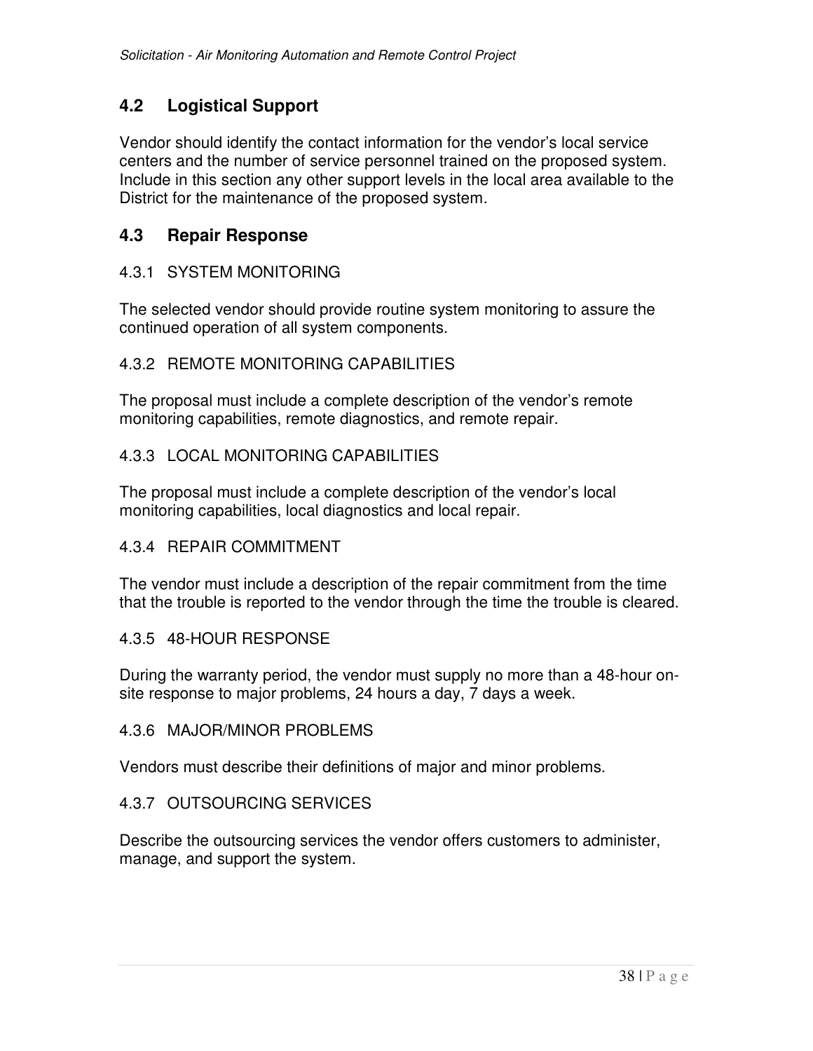## 4.2 Logistical Support

Vendor should identify the contact information for the vendor's local service centers and the number of service personnel trained on the proposed system. Include in this section any other support levels in the local area available to the District for the maintenance of the proposed system.

## 4.3 Repair Response

### 4.3.1 SYSTEM MONITORING

The selected vendor should provide routine system monitoring to assure the continued operation of all system components.

### 4.3.2 REMOTE MONITORING CAPABILITIES

The proposal must include a complete description of the vendor's remote monitoring capabilities, remote diagnostics, and remote repair.

### 4.3.3 LOCAL MONITORING CAPABILITIES

The proposal must include a complete description of the vendor's local monitoring capabilities, local diagnostics and local repair.

### 4.3.4 REPAIR COMMITMENT

The vendor must include a description of the repair commitment from the time that the trouble is reported to the vendor through the time the trouble is cleared.

### 4.3.5 48-HOUR RESPONSE

During the warranty period, the vendor must supply no more than a 48-hour on-site response to major problems, 24 hours a day, 7 days a week.

### 4.3.6 MAJOR/MINOR PROBLEMS

Vendors must describe their definitions of major and minor problems.

### 4.3.7 OUTSOURCING SERVICES

Describe the outsourcing services the vendor offers customers to administer, manage, and support the system.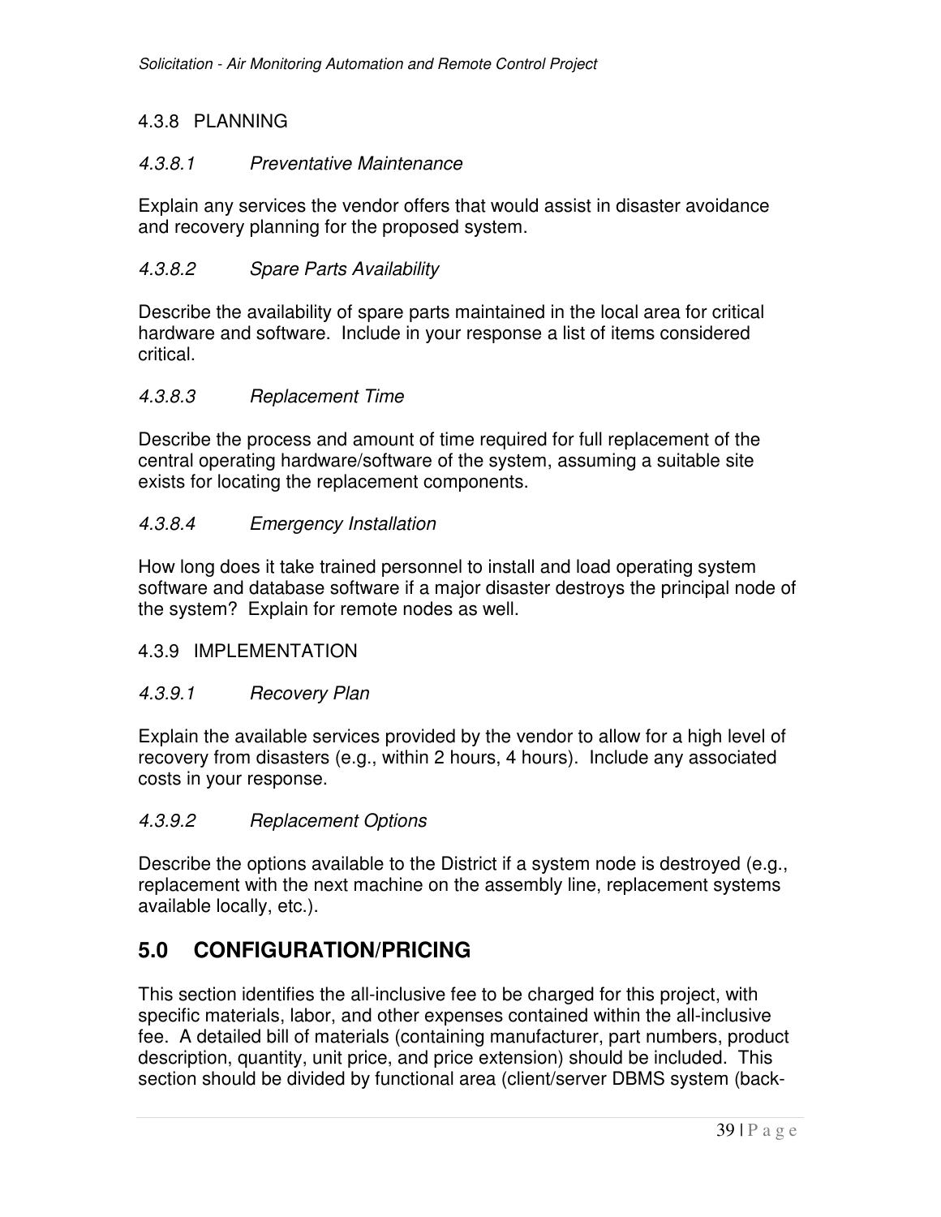### 4.3.8 PLANNING

#### *4.3.8.1 Preventative Maintenance*

Explain any services the vendor offers that would assist in disaster avoidance and recovery planning for the proposed system.

#### *4.3.8.2 Spare Parts Availability*

Describe the availability of spare parts maintained in the local area for critical hardware and software. Include in your response a list of items considered critical.

#### *4.3.8.3 Replacement Time*

Describe the process and amount of time required for full replacement of the central operating hardware/software of the system, assuming a suitable site exists for locating the replacement components.

#### *4.3.8.4 Emergency Installation*

How long does it take trained personnel to install and load operating system software and database software if a major disaster destroys the principal node of the system? Explain for remote nodes as well.

### 4.3.9 IMPLEMENTATION

#### *4.3.9.1 Recovery Plan*

Explain the available services provided by the vendor to allow for a high level of recovery from disasters (e.g., within 2 hours, 4 hours). Include any associated costs in your response.

#### *4.3.9.2 Replacement Options*

Describe the options available to the District if a system node is destroyed (e.g., replacement with the next machine on the assembly line, replacement systems available locally, etc.).

## 5.0 CONFIGURATION/PRICING

This section identifies the all-inclusive fee to be charged for this project, with specific materials, labor, and other expenses contained within the all-inclusive fee. A detailed bill of materials (containing manufacturer, part numbers, product description, quantity, unit price, and price extension) should be included. This section should be divided by functional area (client/server DBMS system (back-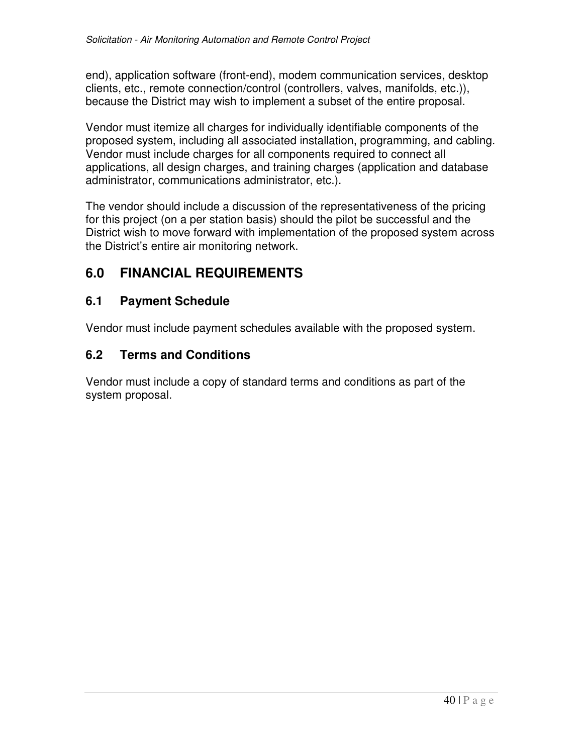end), application software (front-end), modem communication services, desktop clients, etc., remote connection/control (controllers, valves, manifolds, etc.)), because the District may wish to implement a subset of the entire proposal.

Vendor must itemize all charges for individually identifiable components of the proposed system, including all associated installation, programming, and cabling. Vendor must include charges for all components required to connect all applications, all design charges, and training charges (application and database administrator, communications administrator, etc.).

The vendor should include a discussion of the representativeness of the pricing for this project (on a per station basis) should the pilot be successful and the District wish to move forward with implementation of the proposed system across the District's entire air monitoring network.

# 6.0 FINANCIAL REQUIREMENTS

## 6.1 Payment Schedule

Vendor must include payment schedules available with the proposed system.

## 6.2 Terms and Conditions

Vendor must include a copy of standard terms and conditions as part of the system proposal.